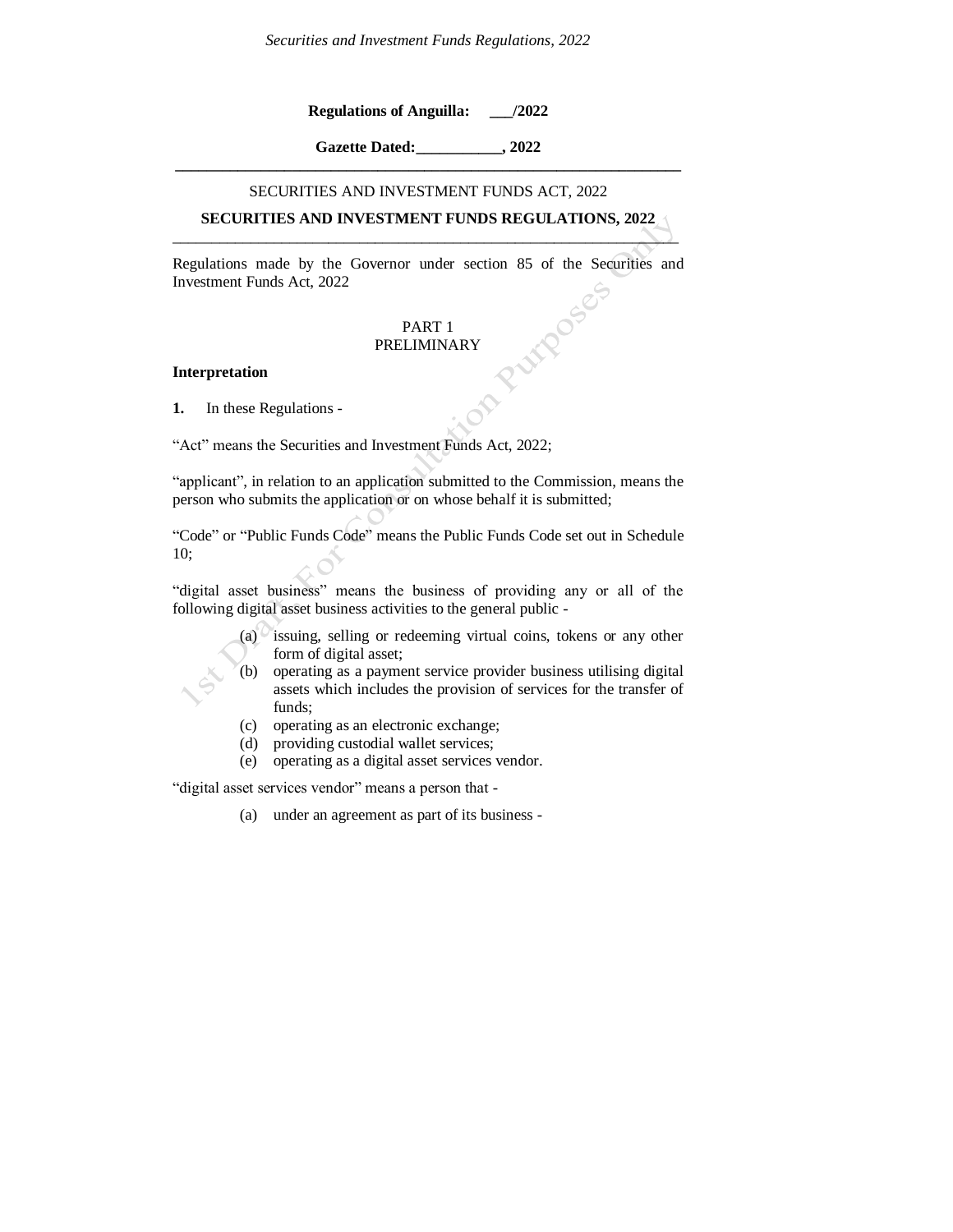**Regulations of Anguilla: ___/2022**

**Gazette Dated:___________, 2022**

---

SECURITIES AND INVESTMENT FUNDS ACT, 2022

**SECURITIES AND INVESTMENT FUNDS REGULATIONS, 2022**

---

Regulations made by the Governor under section 85 of the Securities and Investment Funds Act, 2022

## PART 1
## PRELIMINARY

**Interpretation**

**1.** In these Regulations -

"Act" means the Securities and Investment Funds Act, 2022;

"applicant", in relation to an application submitted to the Commission, means the person who submits the application or on whose behalf it is submitted;

"Code" or "Public Funds Code" means the Public Funds Code set out in Schedule 10;

"digital asset business" means the business of providing any or all of the following digital asset business activities to the general public -

- (a) issuing, selling or redeeming virtual coins, tokens or any other form of digital asset;
- (b) operating as a payment service provider business utilising digital assets which includes the provision of services for the transfer of funds;
- (c) operating as an electronic exchange;
- (d) providing custodial wallet services;
- (e) operating as a digital asset services vendor.

"digital asset services vendor" means a person that -

- (a) under an agreement as part of its business -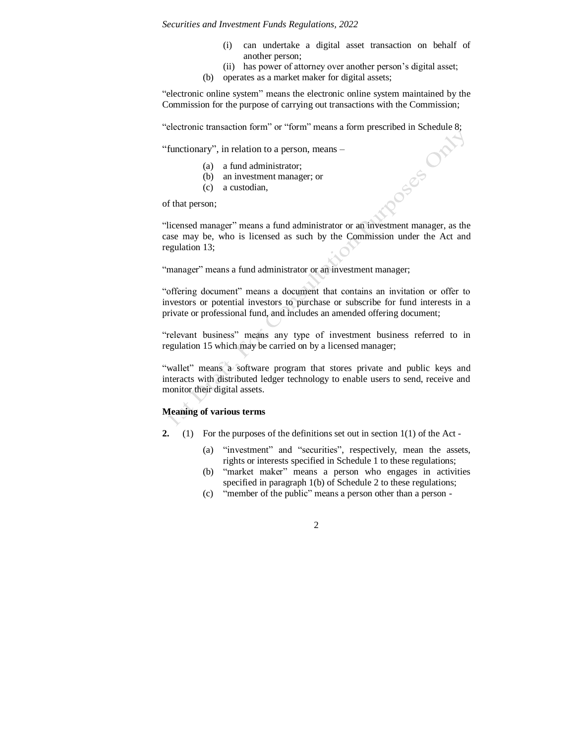(i) can undertake a digital asset transaction on behalf of another person;

(ii) has power of attorney over another person's digital asset;

(b) operates as a market maker for digital assets;

"electronic online system" means the electronic online system maintained by the Commission for the purpose of carrying out transactions with the Commission;

"electronic transaction form" or "form" means a form prescribed in Schedule 8;

"functionary", in relation to a person, means –

(a) a fund administrator;

(b) an investment manager; or

(c) a custodian,

of that person;

"licensed manager" means a fund administrator or an investment manager, as the case may be, who is licensed as such by the Commission under the Act and regulation 13;

"manager" means a fund administrator or an investment manager;

"offering document" means a document that contains an invitation or offer to investors or potential investors to purchase or subscribe for fund interests in a private or professional fund, and includes an amended offering document;

"relevant business" means any type of investment business referred to in regulation 15 which may be carried on by a licensed manager;

"wallet" means a software program that stores private and public keys and interacts with distributed ledger technology to enable users to send, receive and monitor their digital assets.

**Meaning of various terms**

**2.** (1) For the purposes of the definitions set out in section 1(1) of the Act -

(a) "investment" and "securities", respectively, mean the assets, rights or interests specified in Schedule 1 to these regulations;

(b) "market maker" means a person who engages in activities specified in paragraph 1(b) of Schedule 2 to these regulations;

(c) "member of the public" means a person other than a person -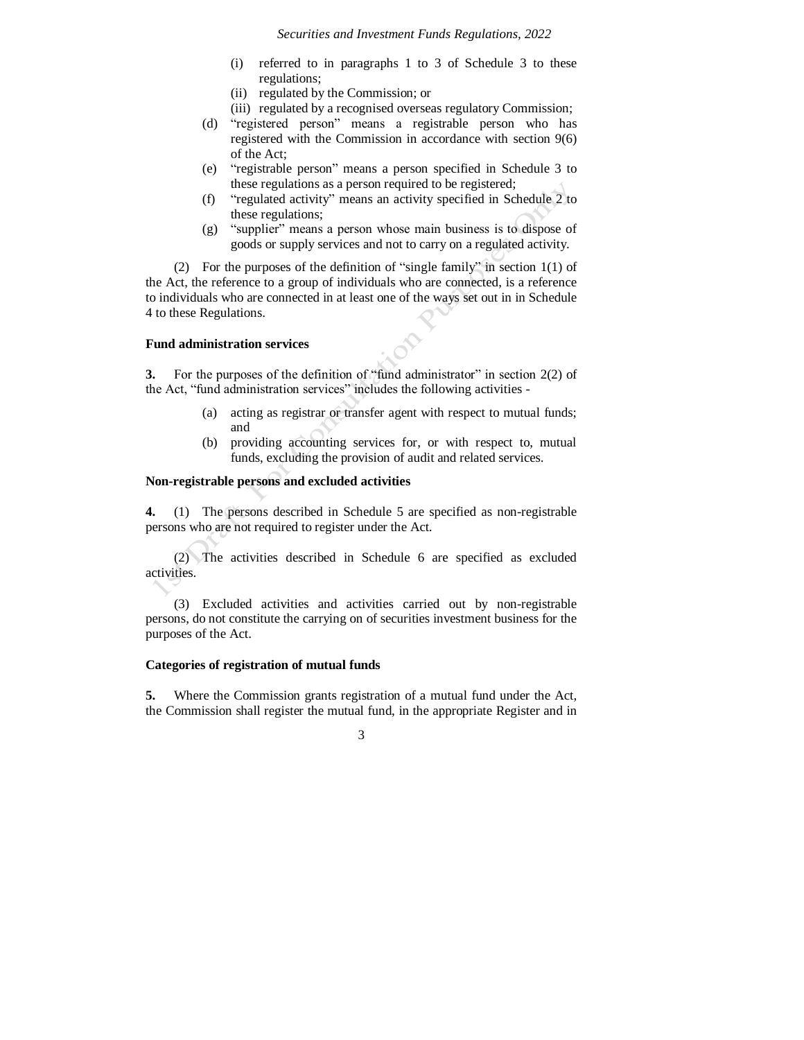(i) referred to in paragraphs 1 to 3 of Schedule 3 to these regulations;
(ii) regulated by the Commission; or
(iii) regulated by a recognised overseas regulatory Commission;

(d) "registered person" means a registrable person who has registered with the Commission in accordance with section 9(6) of the Act;

(e) "registrable person" means a person specified in Schedule 3 to these regulations as a person required to be registered;

(f) "regulated activity" means an activity specified in Schedule 2 to these regulations;

(g) "supplier" means a person whose main business is to dispose of goods or supply services and not to carry on a regulated activity.

(2) For the purposes of the definition of "single family" in section 1(1) of the Act, the reference to a group of individuals who are connected, is a reference to individuals who are connected in at least one of the ways set out in in Schedule 4 to these Regulations.

**Fund administration services**

**3.** For the purposes of the definition of "fund administrator" in section 2(2) of the Act, "fund administration services" includes the following activities -

(a) acting as registrar or transfer agent with respect to mutual funds; and

(b) providing accounting services for, or with respect to, mutual funds, excluding the provision of audit and related services.

**Non-registrable persons and excluded activities**

**4.** (1) The persons described in Schedule 5 are specified as non-registrable persons who are not required to register under the Act.

(2) The activities described in Schedule 6 are specified as excluded activities.

(3) Excluded activities and activities carried out by non-registrable persons, do not constitute the carrying on of securities investment business for the purposes of the Act.

**Categories of registration of mutual funds**

**5.** Where the Commission grants registration of a mutual fund under the Act, the Commission shall register the mutual fund, in the appropriate Register and in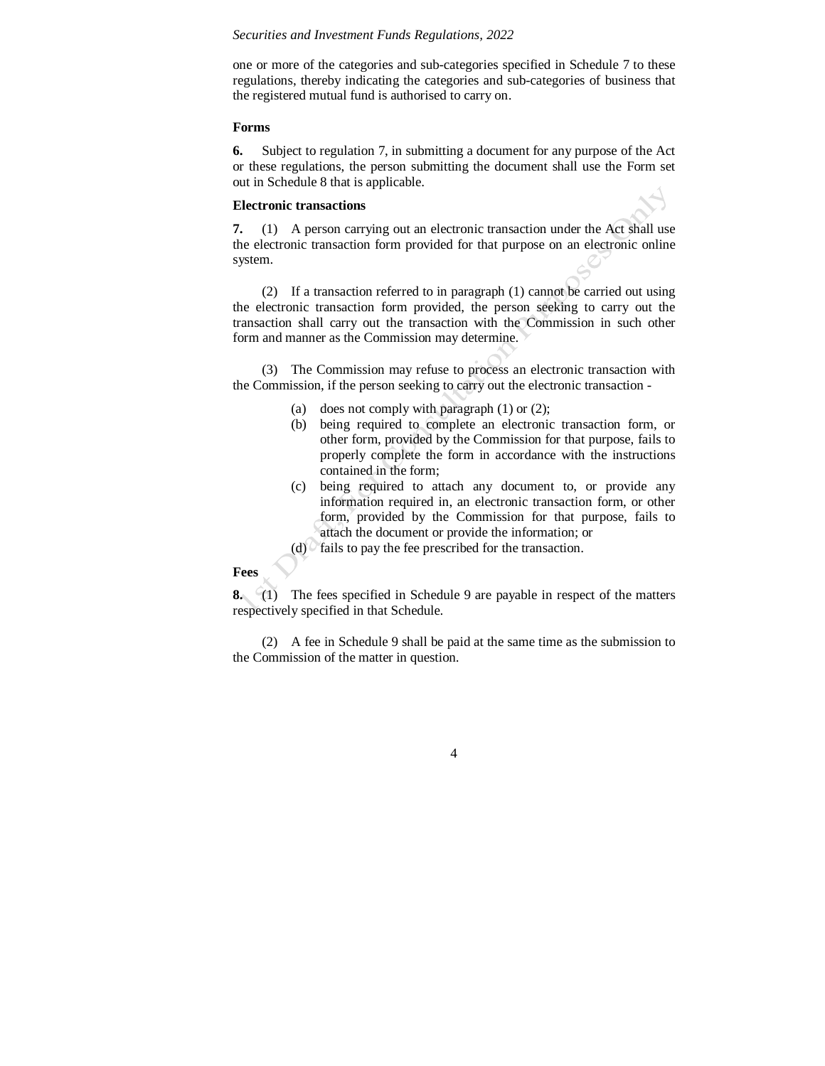one or more of the categories and sub-categories specified in Schedule 7 to these regulations, thereby indicating the categories and sub-categories of business that the registered mutual fund is authorised to carry on.

**Forms**

**6.** Subject to regulation 7, in submitting a document for any purpose of the Act or these regulations, the person submitting the document shall use the Form set out in Schedule 8 that is applicable.

**Electronic transactions**

**7.** (1) A person carrying out an electronic transaction under the Act shall use the electronic transaction form provided for that purpose on an electronic online system.

(2) If a transaction referred to in paragraph (1) cannot be carried out using the electronic transaction form provided, the person seeking to carry out the transaction shall carry out the transaction with the Commission in such other form and manner as the Commission may determine.

(3) The Commission may refuse to process an electronic transaction with the Commission, if the person seeking to carry out the electronic transaction -

(a) does not comply with paragraph (1) or (2);

(b) being required to complete an electronic transaction form, or other form, provided by the Commission for that purpose, fails to properly complete the form in accordance with the instructions contained in the form;

(c) being required to attach any document to, or provide any information required in, an electronic transaction form, or other form, provided by the Commission for that purpose, fails to attach the document or provide the information; or

(d) fails to pay the fee prescribed for the transaction.

**Fees**

**8.** (1) The fees specified in Schedule 9 are payable in respect of the matters respectively specified in that Schedule.

(2) A fee in Schedule 9 shall be paid at the same time as the submission to the Commission of the matter in question.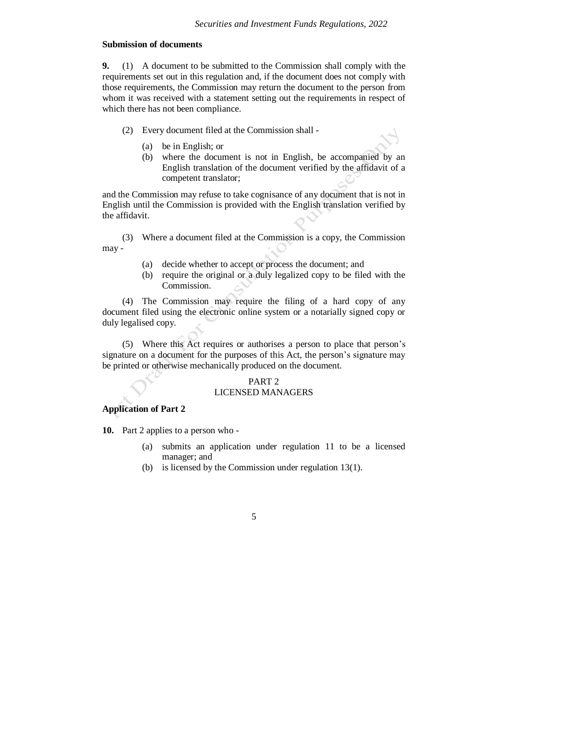**Submission of documents**

**9.** (1) A document to be submitted to the Commission shall comply with the requirements set out in this regulation and, if the document does not comply with those requirements, the Commission may return the document to the person from whom it was received with a statement setting out the requirements in respect of which there has not been compliance.

(2) Every document filed at the Commission shall -

(a) be in English; or
(b) where the document is not in English, be accompanied by an English translation of the document verified by the affidavit of a competent translator;

and the Commission may refuse to take cognisance of any document that is not in English until the Commission is provided with the English translation verified by the affidavit.

(3) Where a document filed at the Commission is a copy, the Commission may -

(a) decide whether to accept or process the document; and
(b) require the original or a duly legalized copy to be filed with the Commission.

(4) The Commission may require the filing of a hard copy of any document filed using the electronic online system or a notarially signed copy or duly legalised copy.

(5) Where this Act requires or authorises a person to place that person's signature on a document for the purposes of this Act, the person's signature may be printed or otherwise mechanically produced on the document.

## PART 2
## LICENSED MANAGERS

**Application of Part 2**

**10.** Part 2 applies to a person who -

(a) submits an application under regulation 11 to be a licensed manager; and
(b) is licensed by the Commission under regulation 13(1).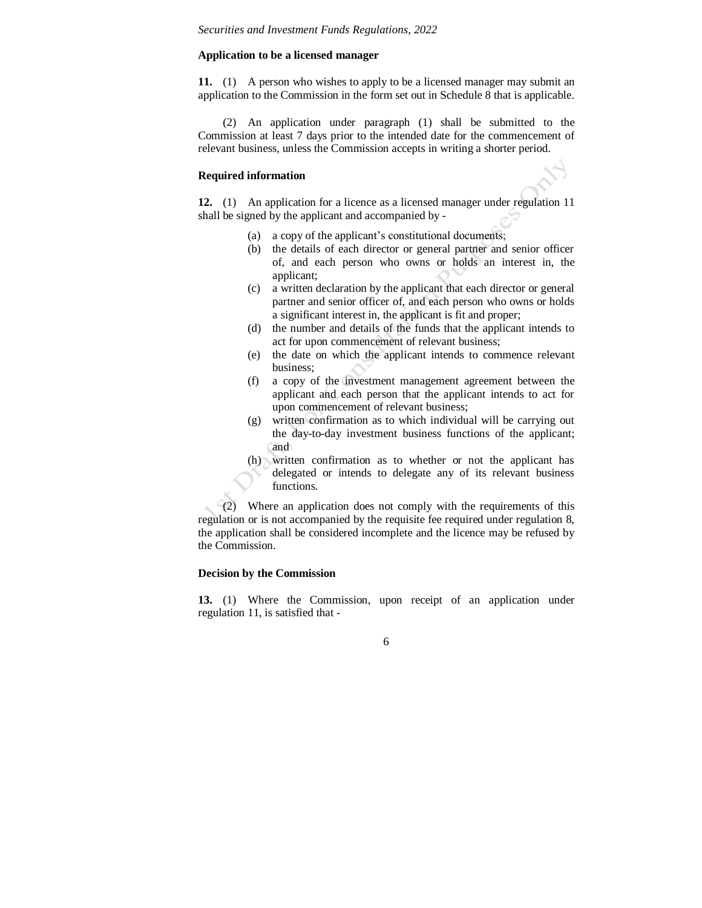**Application to be a licensed manager**

**11.** (1) A person who wishes to apply to be a licensed manager may submit an application to the Commission in the form set out in Schedule 8 that is applicable.

(2) An application under paragraph (1) shall be submitted to the Commission at least 7 days prior to the intended date for the commencement of relevant business, unless the Commission accepts in writing a shorter period.

**Required information**

**12.** (1) An application for a licence as a licensed manager under regulation 11 shall be signed by the applicant and accompanied by -

- (a) a copy of the applicant's constitutional documents;
- (b) the details of each director or general partner and senior officer of, and each person who owns or holds an interest in, the applicant;
- (c) a written declaration by the applicant that each director or general partner and senior officer of, and each person who owns or holds a significant interest in, the applicant is fit and proper;
- (d) the number and details of the funds that the applicant intends to act for upon commencement of relevant business;
- (e) the date on which the applicant intends to commence relevant business;
- (f) a copy of the investment management agreement between the applicant and each person that the applicant intends to act for upon commencement of relevant business;
- (g) written confirmation as to which individual will be carrying out the day-to-day investment business functions of the applicant; and
- (h) written confirmation as to whether or not the applicant has delegated or intends to delegate any of its relevant business functions.

(2) Where an application does not comply with the requirements of this regulation or is not accompanied by the requisite fee required under regulation 8, the application shall be considered incomplete and the licence may be refused by the Commission.

**Decision by the Commission**

**13.** (1) Where the Commission, upon receipt of an application under regulation 11, is satisfied that -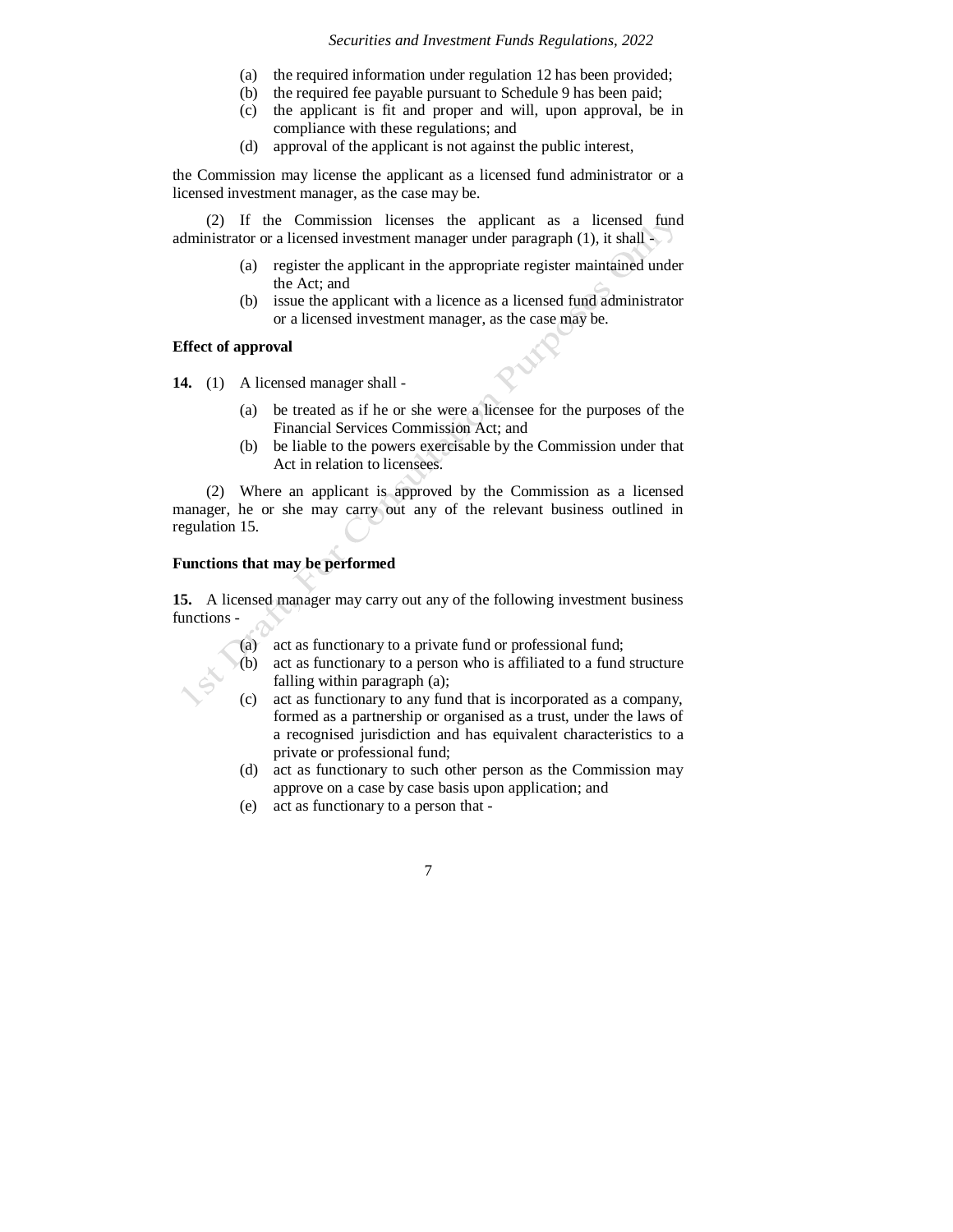(a) the required information under regulation 12 has been provided;
(b) the required fee payable pursuant to Schedule 9 has been paid;
(c) the applicant is fit and proper and will, upon approval, be in compliance with these regulations; and
(d) approval of the applicant is not against the public interest,

the Commission may license the applicant as a licensed fund administrator or a licensed investment manager, as the case may be.

(2) If the Commission licenses the applicant as a licensed fund administrator or a licensed investment manager under paragraph (1), it shall -

(a) register the applicant in the appropriate register maintained under the Act; and
(b) issue the applicant with a licence as a licensed fund administrator or a licensed investment manager, as the case may be.

**Effect of approval**

**14.** (1) A licensed manager shall -

(a) be treated as if he or she were a licensee for the purposes of the Financial Services Commission Act; and
(b) be liable to the powers exercisable by the Commission under that Act in relation to licensees.

(2) Where an applicant is approved by the Commission as a licensed manager, he or she may carry out any of the relevant business outlined in regulation 15.

**Functions that may be performed**

**15.** A licensed manager may carry out any of the following investment business functions -

(a) act as functionary to a private fund or professional fund;
(b) act as functionary to a person who is affiliated to a fund structure falling within paragraph (a);
(c) act as functionary to any fund that is incorporated as a company, formed as a partnership or organised as a trust, under the laws of a recognised jurisdiction and has equivalent characteristics to a private or professional fund;
(d) act as functionary to such other person as the Commission may approve on a case by case basis upon application; and
(e) act as functionary to a person that -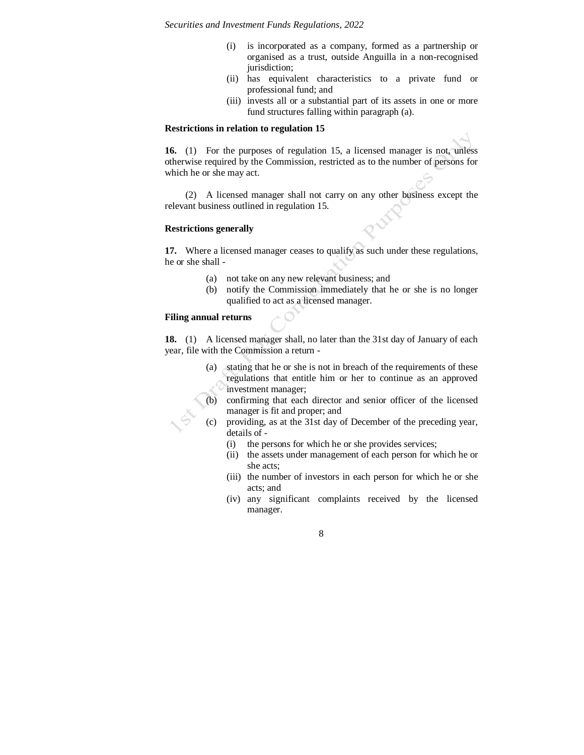(i) is incorporated as a company, formed as a partnership or organised as a trust, outside Anguilla in a non-recognised jurisdiction;
(ii) has equivalent characteristics to a private fund or professional fund; and
(iii) invests all or a substantial part of its assets in one or more fund structures falling within paragraph (a).

**Restrictions in relation to regulation 15**

**16.** (1) For the purposes of regulation 15, a licensed manager is not, unless otherwise required by the Commission, restricted as to the number of persons for which he or she may act.

(2) A licensed manager shall not carry on any other business except the relevant business outlined in regulation 15.

**Restrictions generally**

**17.** Where a licensed manager ceases to qualify as such under these regulations, he or she shall -

(a) not take on any new relevant business; and
(b) notify the Commission immediately that he or she is no longer qualified to act as a licensed manager.

**Filing annual returns**

**18.** (1) A licensed manager shall, no later than the 31st day of January of each year, file with the Commission a return -

(a) stating that he or she is not in breach of the requirements of these regulations that entitle him or her to continue as an approved investment manager;
(b) confirming that each director and senior officer of the licensed manager is fit and proper; and
(c) providing, as at the 31st day of December of the preceding year, details of -
   (i) the persons for which he or she provides services;
   (ii) the assets under management of each person for which he or she acts;
   (iii) the number of investors in each person for which he or she acts; and
   (iv) any significant complaints received by the licensed manager.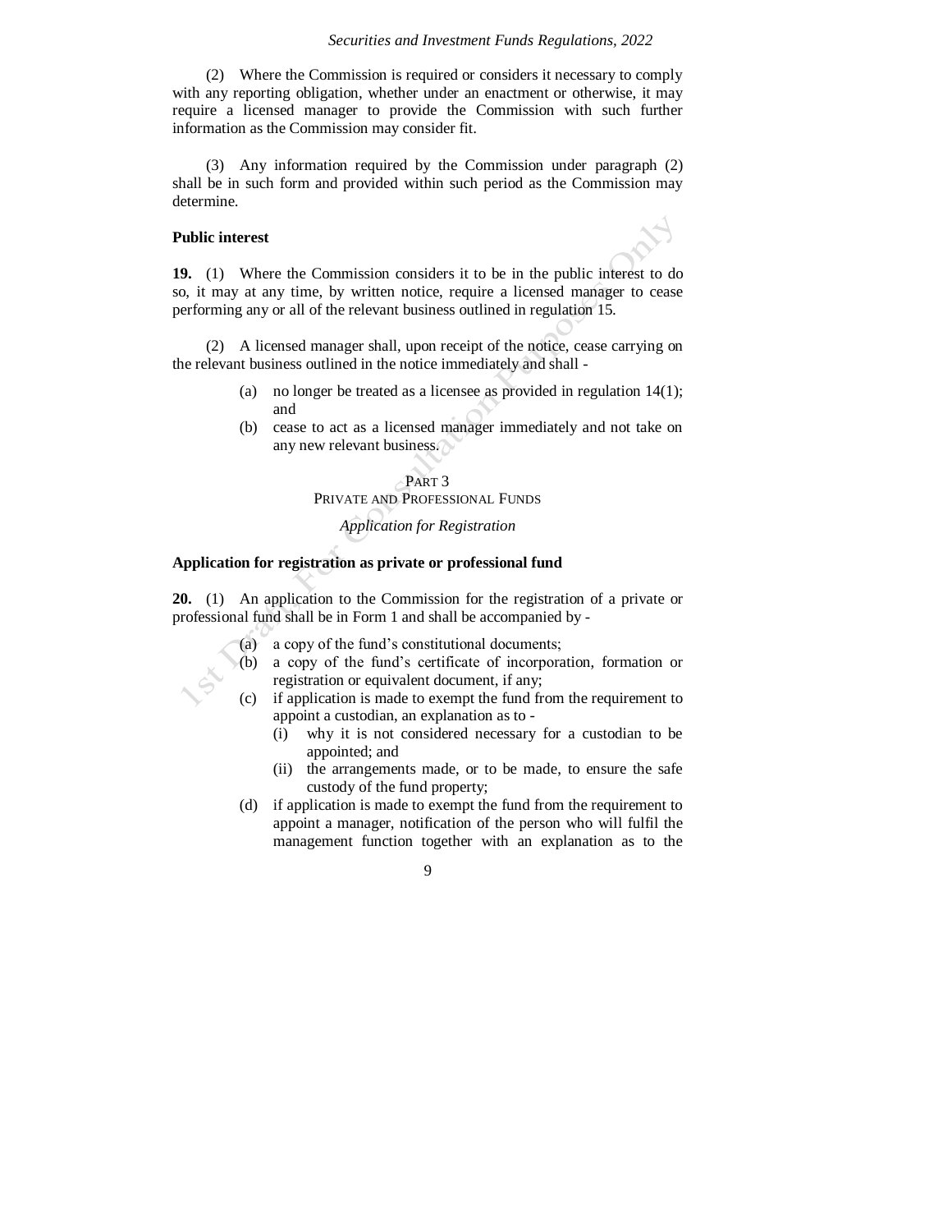(2) Where the Commission is required or considers it necessary to comply with any reporting obligation, whether under an enactment or otherwise, it may require a licensed manager to provide the Commission with such further information as the Commission may consider fit.

(3) Any information required by the Commission under paragraph (2) shall be in such form and provided within such period as the Commission may determine.

**Public interest**

**19.** (1) Where the Commission considers it to be in the public interest to do so, it may at any time, by written notice, require a licensed manager to cease performing any or all of the relevant business outlined in regulation 15.

(2) A licensed manager shall, upon receipt of the notice, cease carrying on the relevant business outlined in the notice immediately and shall -

(a) no longer be treated as a licensee as provided in regulation 14(1); and
(b) cease to act as a licensed manager immediately and not take on any new relevant business.

## PART 3
## PRIVATE AND PROFESSIONAL FUNDS

*Application for Registration*

**Application for registration as private or professional fund**

**20.** (1) An application to the Commission for the registration of a private or professional fund shall be in Form 1 and shall be accompanied by -

(a) a copy of the fund's constitutional documents;
(b) a copy of the fund's certificate of incorporation, formation or registration or equivalent document, if any;
(c) if application is made to exempt the fund from the requirement to appoint a custodian, an explanation as to -
 (i) why it is not considered necessary for a custodian to be appointed; and
 (ii) the arrangements made, or to be made, to ensure the safe custody of the fund property;
(d) if application is made to exempt the fund from the requirement to appoint a manager, notification of the person who will fulfil the management function together with an explanation as to the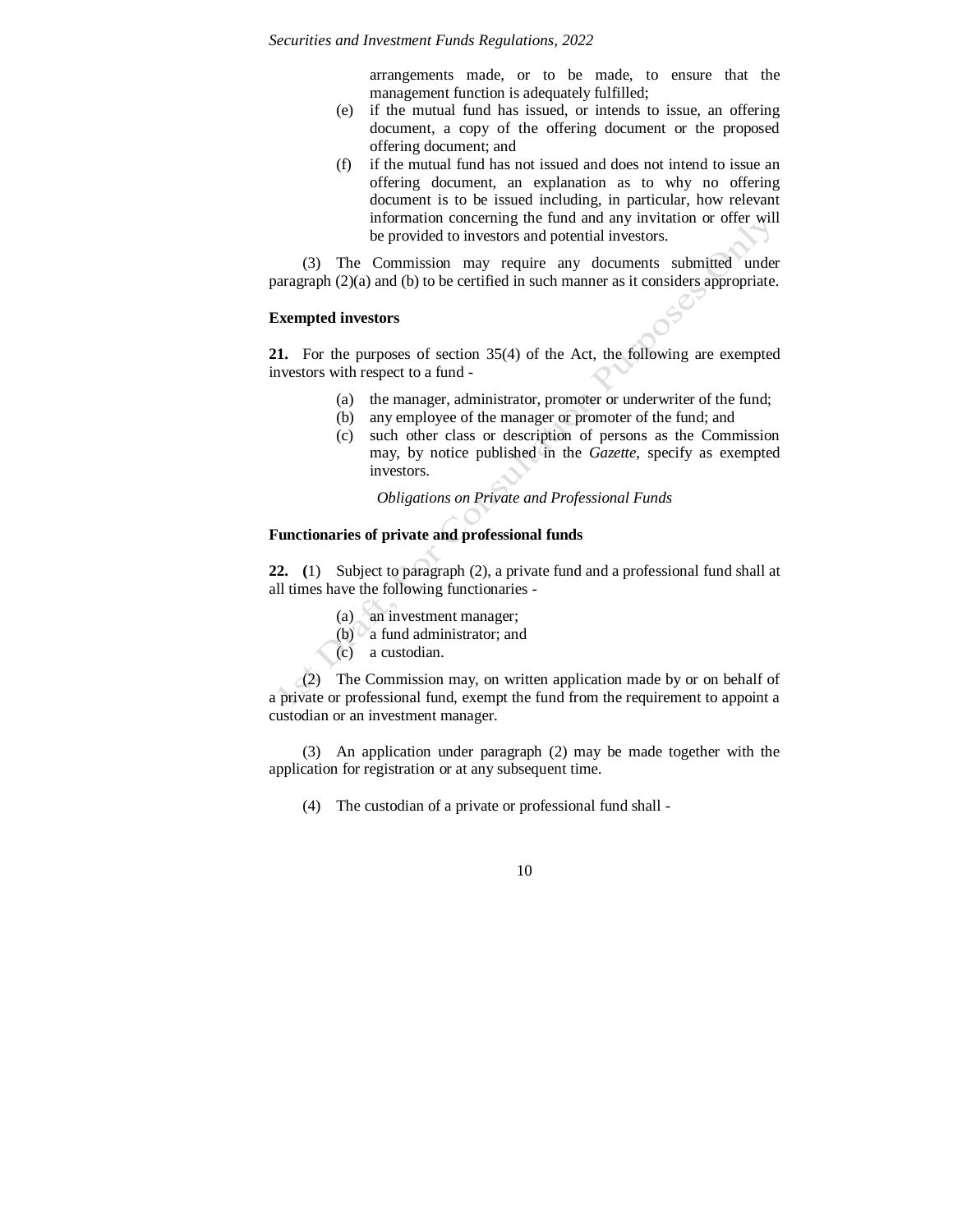arrangements made, or to be made, to ensure that the management function is adequately fulfilled;

(e) if the mutual fund has issued, or intends to issue, an offering document, a copy of the offering document or the proposed offering document; and

(f) if the mutual fund has not issued and does not intend to issue an offering document, an explanation as to why no offering document is to be issued including, in particular, how relevant information concerning the fund and any invitation or offer will be provided to investors and potential investors.

(3) The Commission may require any documents submitted under paragraph (2)(a) and (b) to be certified in such manner as it considers appropriate.

**Exempted investors**

**21.** For the purposes of section 35(4) of the Act, the following are exempted investors with respect to a fund -

(a) the manager, administrator, promoter or underwriter of the fund;
(b) any employee of the manager or promoter of the fund; and
(c) such other class or description of persons as the Commission may, by notice published in the *Gazette*, specify as exempted investors.

*Obligations on Private and Professional Funds*

**Functionaries of private and professional funds**

**22. (**1) Subject to paragraph (2), a private fund and a professional fund shall at all times have the following functionaries -

(a) an investment manager;
(b) a fund administrator; and
(c) a custodian.

(2) The Commission may, on written application made by or on behalf of a private or professional fund, exempt the fund from the requirement to appoint a custodian or an investment manager.

(3) An application under paragraph (2) may be made together with the application for registration or at any subsequent time.

(4) The custodian of a private or professional fund shall -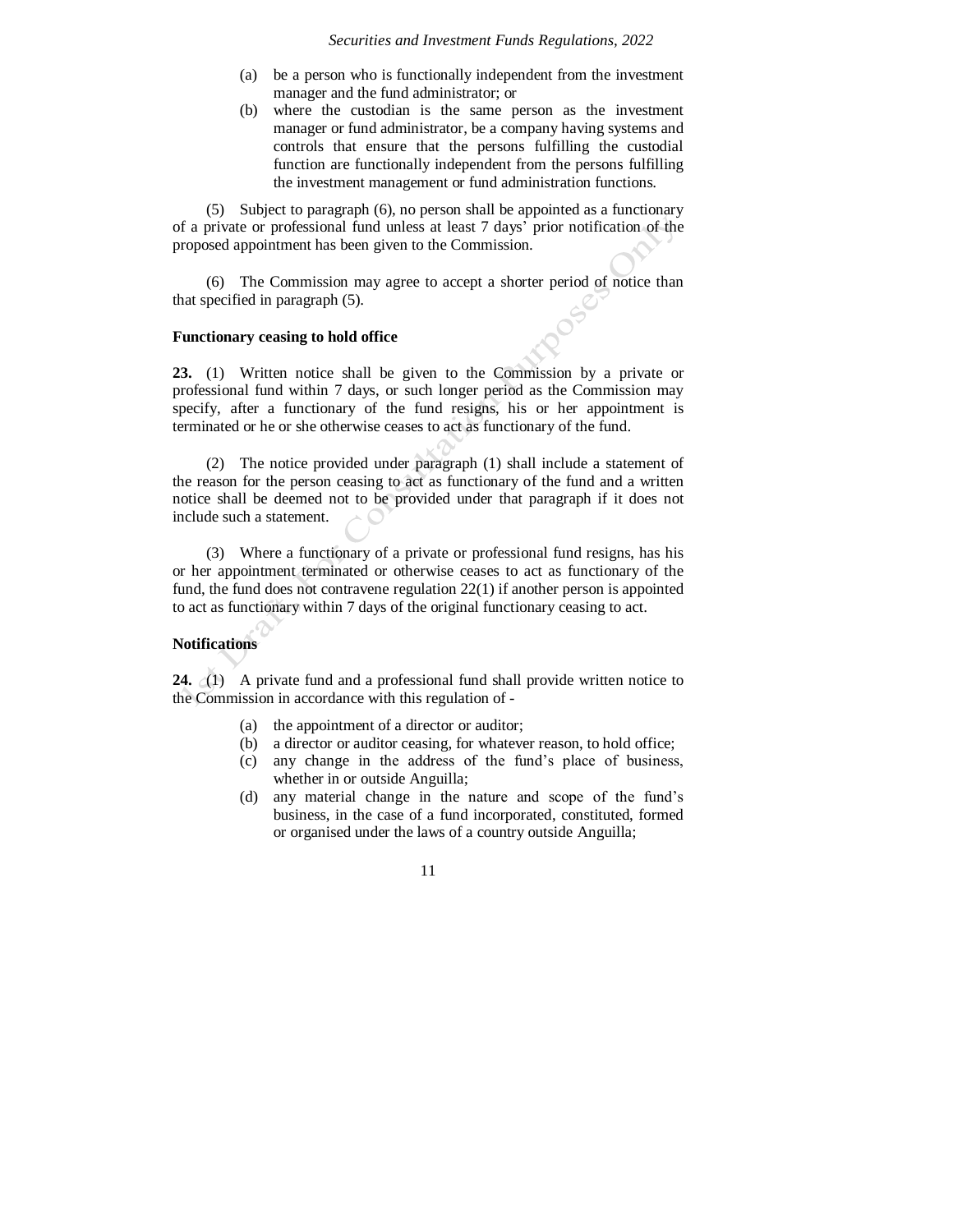(a) be a person who is functionally independent from the investment manager and the fund administrator; or

(b) where the custodian is the same person as the investment manager or fund administrator, be a company having systems and controls that ensure that the persons fulfilling the custodial function are functionally independent from the persons fulfilling the investment management or fund administration functions.

(5) Subject to paragraph (6), no person shall be appointed as a functionary of a private or professional fund unless at least 7 days' prior notification of the proposed appointment has been given to the Commission.

(6) The Commission may agree to accept a shorter period of notice than that specified in paragraph (5).

**Functionary ceasing to hold office**

**23.** (1) Written notice shall be given to the Commission by a private or professional fund within 7 days, or such longer period as the Commission may specify, after a functionary of the fund resigns, his or her appointment is terminated or he or she otherwise ceases to act as functionary of the fund.

(2) The notice provided under paragraph (1) shall include a statement of the reason for the person ceasing to act as functionary of the fund and a written notice shall be deemed not to be provided under that paragraph if it does not include such a statement.

(3) Where a functionary of a private or professional fund resigns, has his or her appointment terminated or otherwise ceases to act as functionary of the fund, the fund does not contravene regulation 22(1) if another person is appointed to act as functionary within 7 days of the original functionary ceasing to act.

**Notifications**

**24.** (1) A private fund and a professional fund shall provide written notice to the Commission in accordance with this regulation of -

(a) the appointment of a director or auditor;

(b) a director or auditor ceasing, for whatever reason, to hold office;

(c) any change in the address of the fund's place of business, whether in or outside Anguilla;

(d) any material change in the nature and scope of the fund's business, in the case of a fund incorporated, constituted, formed or organised under the laws of a country outside Anguilla;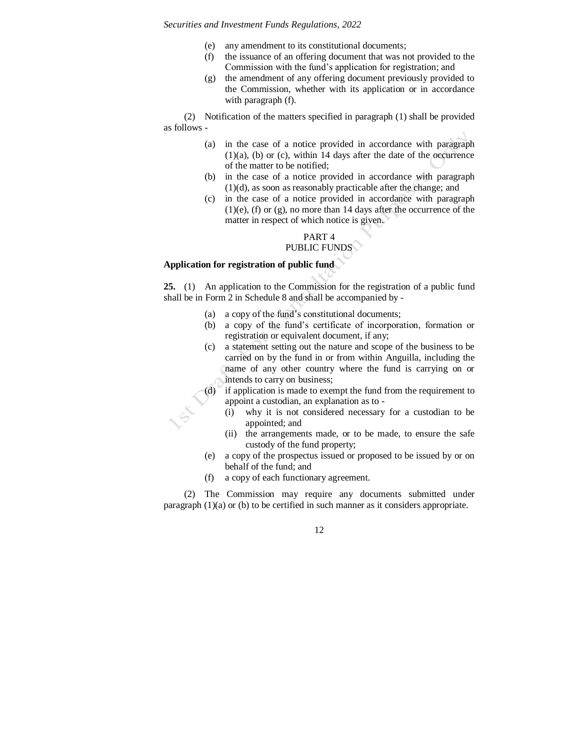(e) any amendment to its constitutional documents;

(f) the issuance of an offering document that was not provided to the Commission with the fund's application for registration; and

(g) the amendment of any offering document previously provided to the Commission, whether with its application or in accordance with paragraph (f).

(2) Notification of the matters specified in paragraph (1) shall be provided as follows -

(a) in the case of a notice provided in accordance with paragraph (1)(a), (b) or (c), within 14 days after the date of the occurrence of the matter to be notified;

(b) in the case of a notice provided in accordance with paragraph (1)(d), as soon as reasonably practicable after the change; and

(c) in the case of a notice provided in accordance with paragraph (1)(e), (f) or (g), no more than 14 days after the occurrence of the matter in respect of which notice is given.

## PART 4
## PUBLIC FUNDS

**Application for registration of public fund**

**25.** (1) An application to the Commission for the registration of a public fund shall be in Form 2 in Schedule 8 and shall be accompanied by -

(a) a copy of the fund's constitutional documents;

(b) a copy of the fund's certificate of incorporation, formation or registration or equivalent document, if any;

(c) a statement setting out the nature and scope of the business to be carried on by the fund in or from within Anguilla, including the name of any other country where the fund is carrying on or intends to carry on business;

(d) if application is made to exempt the fund from the requirement to appoint a custodian, an explanation as to -

  (i) why it is not considered necessary for a custodian to be appointed; and

  (ii) the arrangements made, or to be made, to ensure the safe custody of the fund property;

(e) a copy of the prospectus issued or proposed to be issued by or on behalf of the fund; and

(f) a copy of each functionary agreement.

(2) The Commission may require any documents submitted under paragraph (1)(a) or (b) to be certified in such manner as it considers appropriate.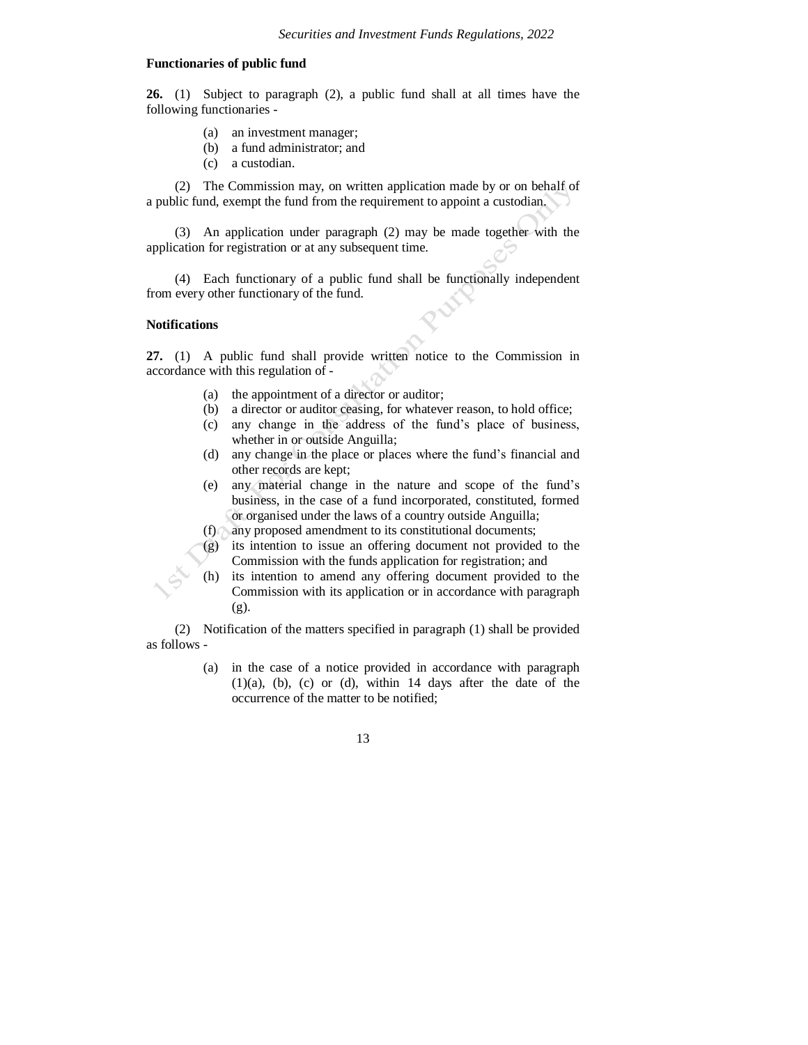**Functionaries of public fund**

**26.** (1) Subject to paragraph (2), a public fund shall at all times have the following functionaries -

(a) an investment manager;
(b) a fund administrator; and
(c) a custodian.

(2) The Commission may, on written application made by or on behalf of a public fund, exempt the fund from the requirement to appoint a custodian.

(3) An application under paragraph (2) may be made together with the application for registration or at any subsequent time.

(4) Each functionary of a public fund shall be functionally independent from every other functionary of the fund.

**Notifications**

**27.** (1) A public fund shall provide written notice to the Commission in accordance with this regulation of -

(a) the appointment of a director or auditor;
(b) a director or auditor ceasing, for whatever reason, to hold office;
(c) any change in the address of the fund's place of business, whether in or outside Anguilla;
(d) any change in the place or places where the fund's financial and other records are kept;
(e) any material change in the nature and scope of the fund's business, in the case of a fund incorporated, constituted, formed or organised under the laws of a country outside Anguilla;
(f) any proposed amendment to its constitutional documents;
(g) its intention to issue an offering document not provided to the Commission with the funds application for registration; and
(h) its intention to amend any offering document provided to the Commission with its application or in accordance with paragraph (g).

(2) Notification of the matters specified in paragraph (1) shall be provided as follows -

(a) in the case of a notice provided in accordance with paragraph (1)(a), (b), (c) or (d), within 14 days after the date of the occurrence of the matter to be notified;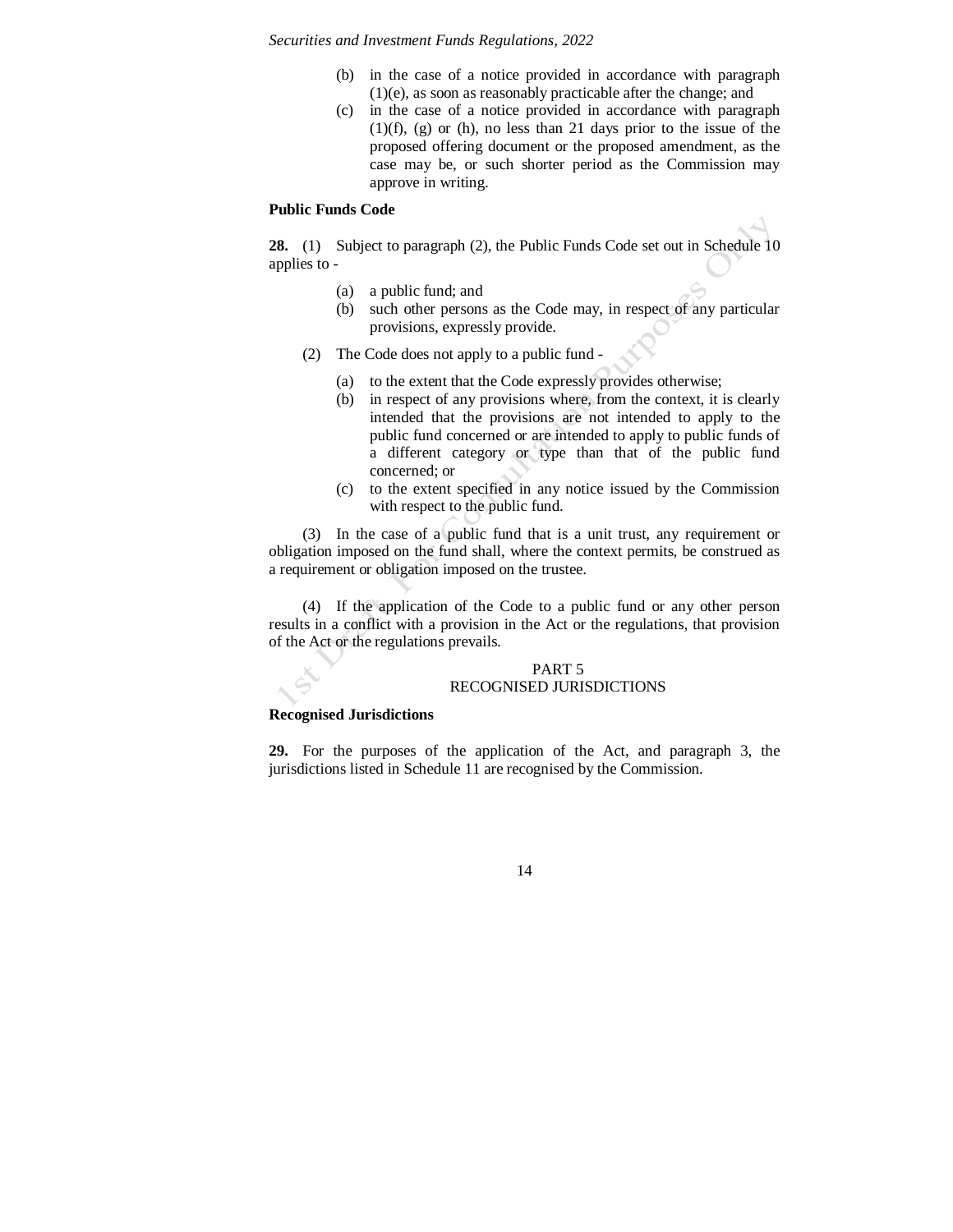(b) in the case of a notice provided in accordance with paragraph (1)(e), as soon as reasonably practicable after the change; and

(c) in the case of a notice provided in accordance with paragraph (1)(f), (g) or (h), no less than 21 days prior to the issue of the proposed offering document or the proposed amendment, as the case may be, or such shorter period as the Commission may approve in writing.

**Public Funds Code**

**28.** (1) Subject to paragraph (2), the Public Funds Code set out in Schedule 10 applies to -

(a) a public fund; and

(b) such other persons as the Code may, in respect of any particular provisions, expressly provide.

(2) The Code does not apply to a public fund -

(a) to the extent that the Code expressly provides otherwise;

(b) in respect of any provisions where, from the context, it is clearly intended that the provisions are not intended to apply to the public fund concerned or are intended to apply to public funds of a different category or type than that of the public fund concerned; or

(c) to the extent specified in any notice issued by the Commission with respect to the public fund.

(3) In the case of a public fund that is a unit trust, any requirement or obligation imposed on the fund shall, where the context permits, be construed as a requirement or obligation imposed on the trustee.

(4) If the application of the Code to a public fund or any other person results in a conflict with a provision in the Act or the regulations, that provision of the Act or the regulations prevails.

## PART 5
## RECOGNISED JURISDICTIONS

**Recognised Jurisdictions**

**29.** For the purposes of the application of the Act, and paragraph 3, the jurisdictions listed in Schedule 11 are recognised by the Commission.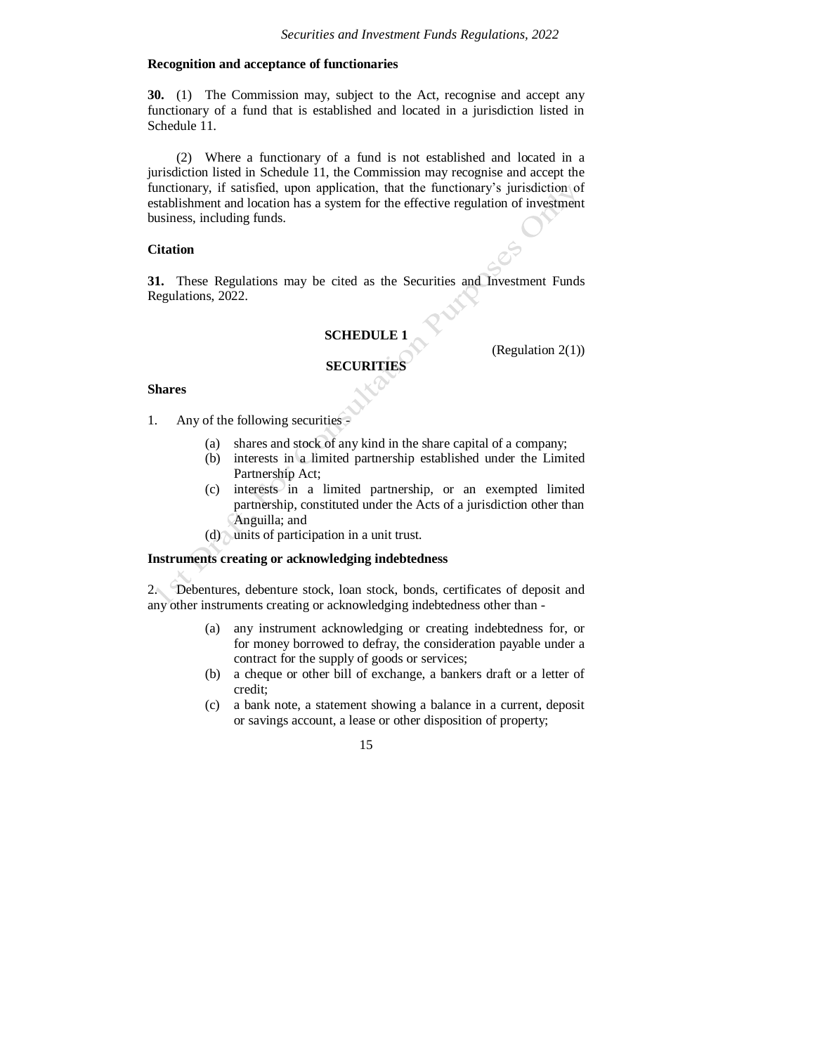**Recognition and acceptance of functionaries**

**30.** (1) The Commission may, subject to the Act, recognise and accept any functionary of a fund that is established and located in a jurisdiction listed in Schedule 11.

(2) Where a functionary of a fund is not established and located in a jurisdiction listed in Schedule 11, the Commission may recognise and accept the functionary, if satisfied, upon application, that the functionary's jurisdiction of establishment and location has a system for the effective regulation of investment business, including funds.

**Citation**

**31.** These Regulations may be cited as the Securities and Investment Funds Regulations, 2022.

**SCHEDULE 1**

(Regulation 2(1))

**SECURITIES**

**Shares**

1. Any of the following securities -

   (a) shares and stock of any kind in the share capital of a company;
   (b) interests in a limited partnership established under the Limited Partnership Act;
   (c) interests in a limited partnership, or an exempted limited partnership, constituted under the Acts of a jurisdiction other than Anguilla; and
   (d) units of participation in a unit trust.

**Instruments creating or acknowledging indebtedness**

2. Debentures, debenture stock, loan stock, bonds, certificates of deposit and any other instruments creating or acknowledging indebtedness other than -

   (a) any instrument acknowledging or creating indebtedness for, or for money borrowed to defray, the consideration payable under a contract for the supply of goods or services;
   (b) a cheque or other bill of exchange, a bankers draft or a letter of credit;
   (c) a bank note, a statement showing a balance in a current, deposit or savings account, a lease or other disposition of property;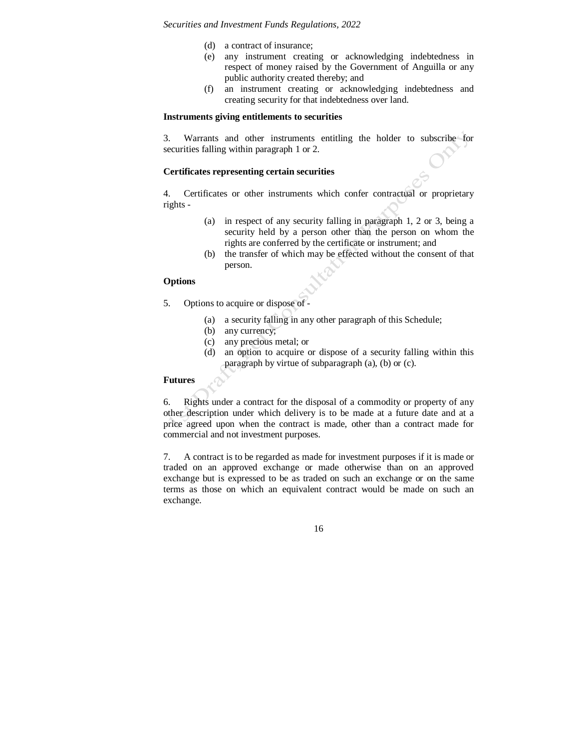(d) a contract of insurance;
(e) any instrument creating or acknowledging indebtedness in respect of money raised by the Government of Anguilla or any public authority created thereby; and
(f) an instrument creating or acknowledging indebtedness and creating security for that indebtedness over land.

**Instruments giving entitlements to securities**

3. Warrants and other instruments entitling the holder to subscribe for securities falling within paragraph 1 or 2.

**Certificates representing certain securities**

4. Certificates or other instruments which confer contractual or proprietary rights -

(a) in respect of any security falling in paragraph 1, 2 or 3, being a security held by a person other than the person on whom the rights are conferred by the certificate or instrument; and
(b) the transfer of which may be effected without the consent of that person.

**Options**

5. Options to acquire or dispose of -

(a) a security falling in any other paragraph of this Schedule;
(b) any currency;
(c) any precious metal; or
(d) an option to acquire or dispose of a security falling within this paragraph by virtue of subparagraph (a), (b) or (c).

**Futures**

6. Rights under a contract for the disposal of a commodity or property of any other description under which delivery is to be made at a future date and at a price agreed upon when the contract is made, other than a contract made for commercial and not investment purposes.

7. A contract is to be regarded as made for investment purposes if it is made or traded on an approved exchange or made otherwise than on an approved exchange but is expressed to be as traded on such an exchange or on the same terms as those on which an equivalent contract would be made on such an exchange.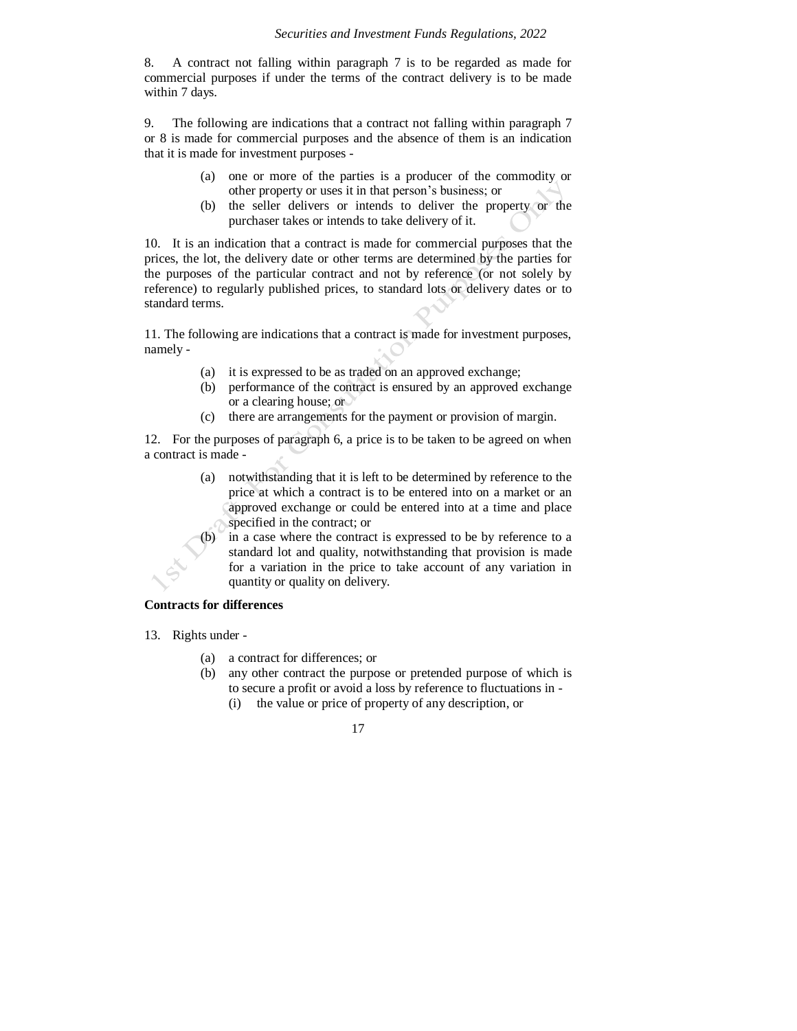8. A contract not falling within paragraph 7 is to be regarded as made for commercial purposes if under the terms of the contract delivery is to be made within 7 days.

9. The following are indications that a contract not falling within paragraph 7 or 8 is made for commercial purposes and the absence of them is an indication that it is made for investment purposes -

(a) one or more of the parties is a producer of the commodity or other property or uses it in that person's business; or
(b) the seller delivers or intends to deliver the property or the purchaser takes or intends to take delivery of it.

10. It is an indication that a contract is made for commercial purposes that the prices, the lot, the delivery date or other terms are determined by the parties for the purposes of the particular contract and not by reference (or not solely by reference) to regularly published prices, to standard lots or delivery dates or to standard terms.

11. The following are indications that a contract is made for investment purposes, namely -

(a) it is expressed to be as traded on an approved exchange;
(b) performance of the contract is ensured by an approved exchange or a clearing house; or
(c) there are arrangements for the payment or provision of margin.

12. For the purposes of paragraph 6, a price is to be taken to be agreed on when a contract is made -

(a) notwithstanding that it is left to be determined by reference to the price at which a contract is to be entered into on a market or an approved exchange or could be entered into at a time and place specified in the contract; or
(b) in a case where the contract is expressed to be by reference to a standard lot and quality, notwithstanding that provision is made for a variation in the price to take account of any variation in quantity or quality on delivery.

**Contracts for differences**

13. Rights under -

(a) a contract for differences; or
(b) any other contract the purpose or pretended purpose of which is to secure a profit or avoid a loss by reference to fluctuations in -
    (i) the value or price of property of any description, or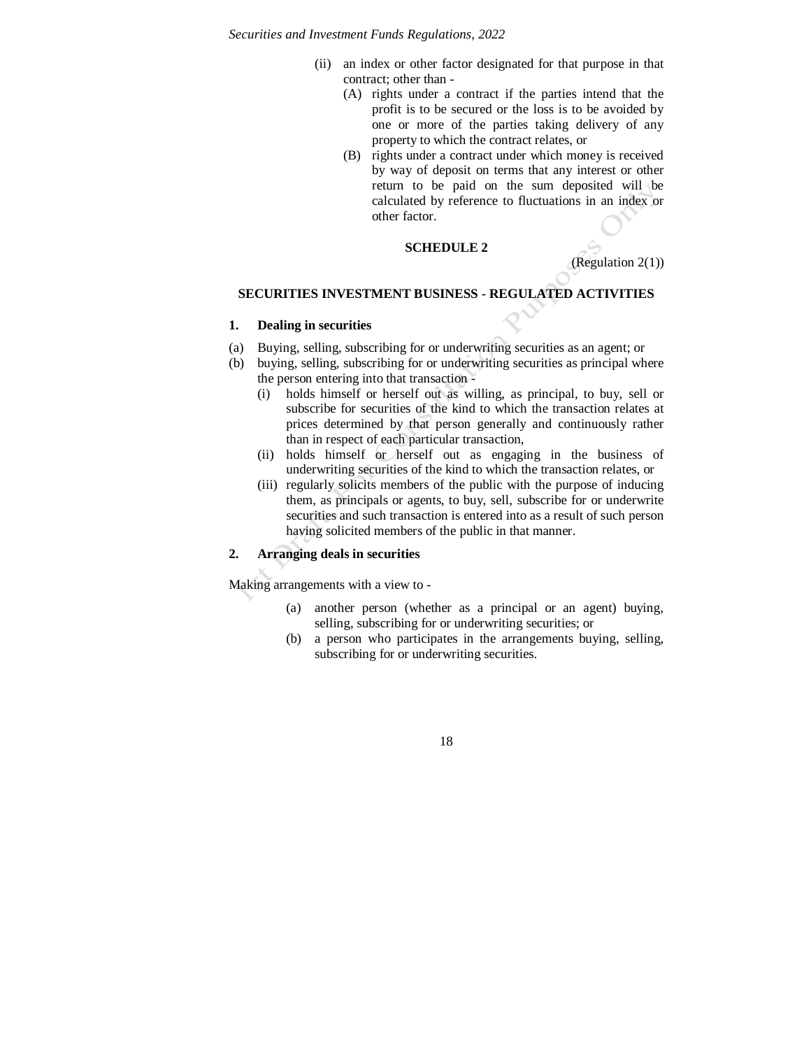(ii) an index or other factor designated for that purpose in that contract; other than -

   (A) rights under a contract if the parties intend that the profit is to be secured or the loss is to be avoided by one or more of the parties taking delivery of any property to which the contract relates, or

   (B) rights under a contract under which money is received by way of deposit on terms that any interest or other return to be paid on the sum deposited will be calculated by reference to fluctuations in an index or other factor.

## SCHEDULE 2

(Regulation 2(1))

## SECURITIES INVESTMENT BUSINESS - REGULATED ACTIVITIES

### 1. Dealing in securities

(a) Buying, selling, subscribing for or underwriting securities as an agent; or

(b) buying, selling, subscribing for or underwriting securities as principal where the person entering into that transaction -

   (i) holds himself or herself out as willing, as principal, to buy, sell or subscribe for securities of the kind to which the transaction relates at prices determined by that person generally and continuously rather than in respect of each particular transaction,

   (ii) holds himself or herself out as engaging in the business of underwriting securities of the kind to which the transaction relates, or

   (iii) regularly solicits members of the public with the purpose of inducing them, as principals or agents, to buy, sell, subscribe for or underwrite securities and such transaction is entered into as a result of such person having solicited members of the public in that manner.

### 2. Arranging deals in securities

Making arrangements with a view to -

(a) another person (whether as a principal or an agent) buying, selling, subscribing for or underwriting securities; or

(b) a person who participates in the arrangements buying, selling, subscribing for or underwriting securities.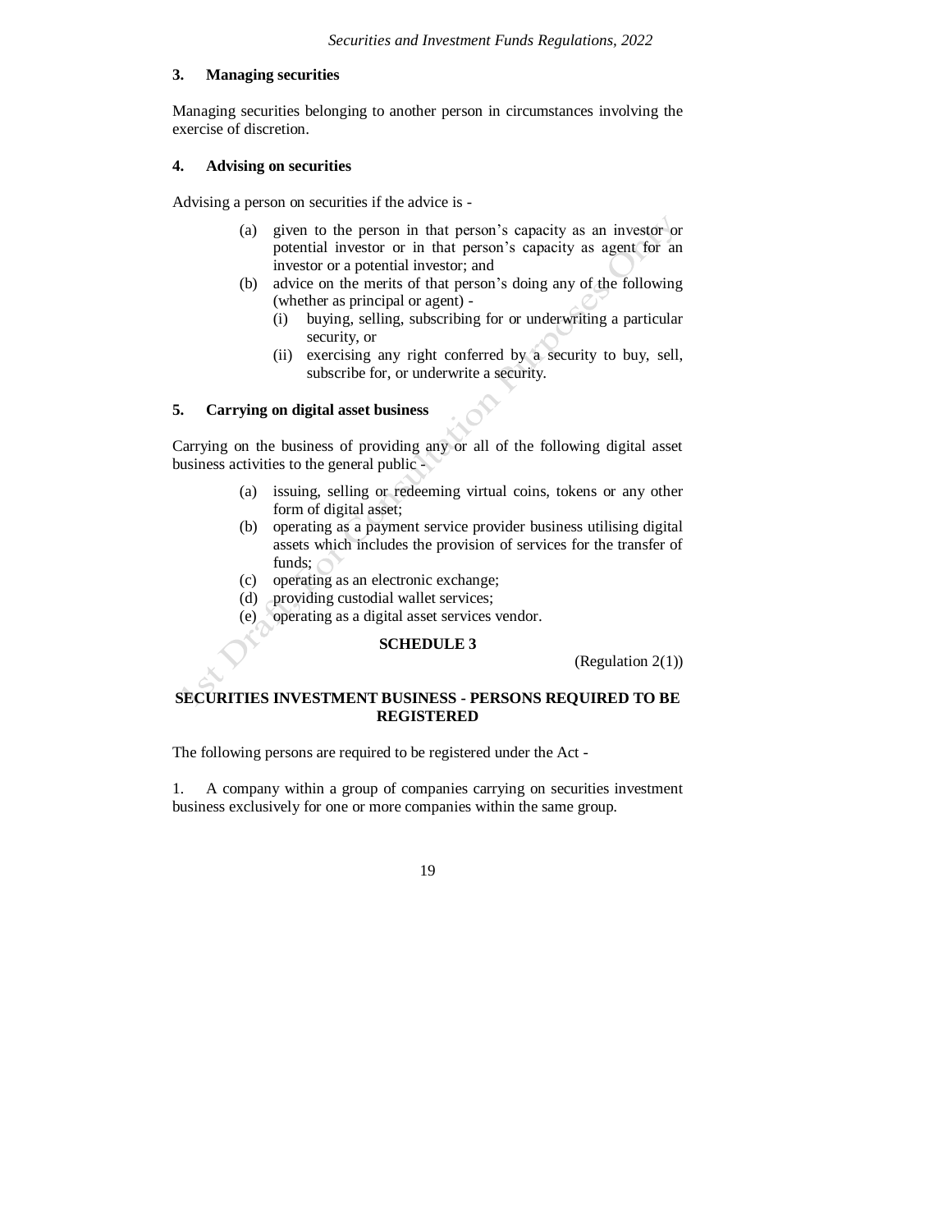### 3. Managing securities

Managing securities belonging to another person in circumstances involving the exercise of discretion.

### 4. Advising on securities

Advising a person on securities if the advice is -

(a) given to the person in that person's capacity as an investor or potential investor or in that person's capacity as agent for an investor or a potential investor; and

(b) advice on the merits of that person's doing any of the following (whether as principal or agent) -

   (i) buying, selling, subscribing for or underwriting a particular security, or

   (ii) exercising any right conferred by a security to buy, sell, subscribe for, or underwrite a security.

### 5. Carrying on digital asset business

Carrying on the business of providing any or all of the following digital asset business activities to the general public -

(a) issuing, selling or redeeming virtual coins, tokens or any other form of digital asset;

(b) operating as a payment service provider business utilising digital assets which includes the provision of services for the transfer of funds;

(c) operating as an electronic exchange;

(d) providing custodial wallet services;

(e) operating as a digital asset services vendor.

## SCHEDULE 3

(Regulation 2(1))

## SECURITIES INVESTMENT BUSINESS - PERSONS REQUIRED TO BE REGISTERED

The following persons are required to be registered under the Act -

1. A company within a group of companies carrying on securities investment business exclusively for one or more companies within the same group.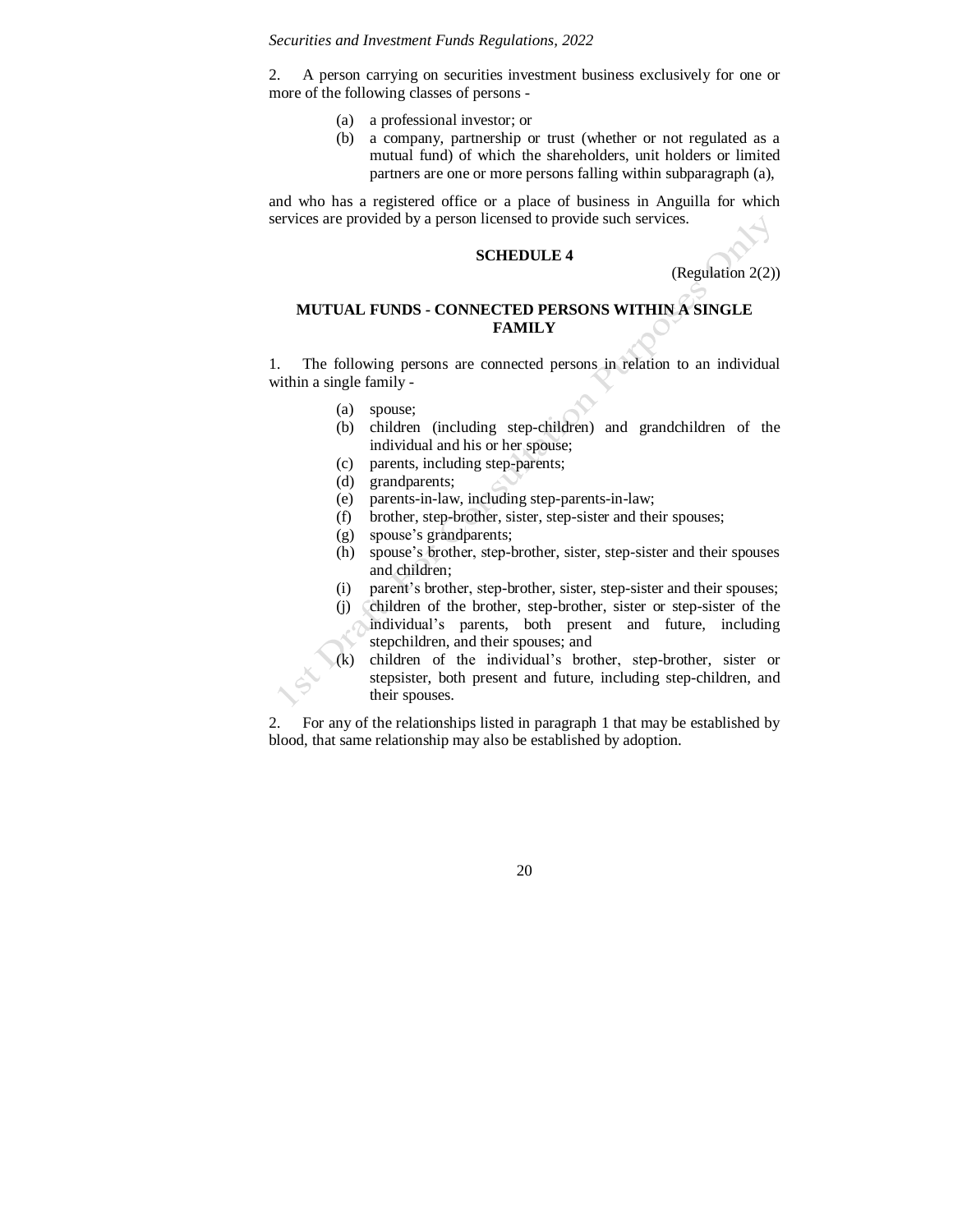2. A person carrying on securities investment business exclusively for one or more of the following classes of persons -

(a) a professional investor; or
(b) a company, partnership or trust (whether or not regulated as a mutual fund) of which the shareholders, unit holders or limited partners are one or more persons falling within subparagraph (a),

and who has a registered office or a place of business in Anguilla for which services are provided by a person licensed to provide such services.

## SCHEDULE 4

(Regulation 2(2))

### MUTUAL FUNDS - CONNECTED PERSONS WITHIN A SINGLE FAMILY

1. The following persons are connected persons in relation to an individual within a single family -

(a) spouse;
(b) children (including step-children) and grandchildren of the individual and his or her spouse;
(c) parents, including step-parents;
(d) grandparents;
(e) parents-in-law, including step-parents-in-law;
(f) brother, step-brother, sister, step-sister and their spouses;
(g) spouse's grandparents;
(h) spouse's brother, step-brother, sister, step-sister and their spouses and children;
(i) parent's brother, step-brother, sister, step-sister and their spouses;
(j) children of the brother, step-brother, sister or step-sister of the individual's parents, both present and future, including stepchildren, and their spouses; and
(k) children of the individual's brother, step-brother, sister or stepsister, both present and future, including step-children, and their spouses.

2. For any of the relationships listed in paragraph 1 that may be established by blood, that same relationship may also be established by adoption.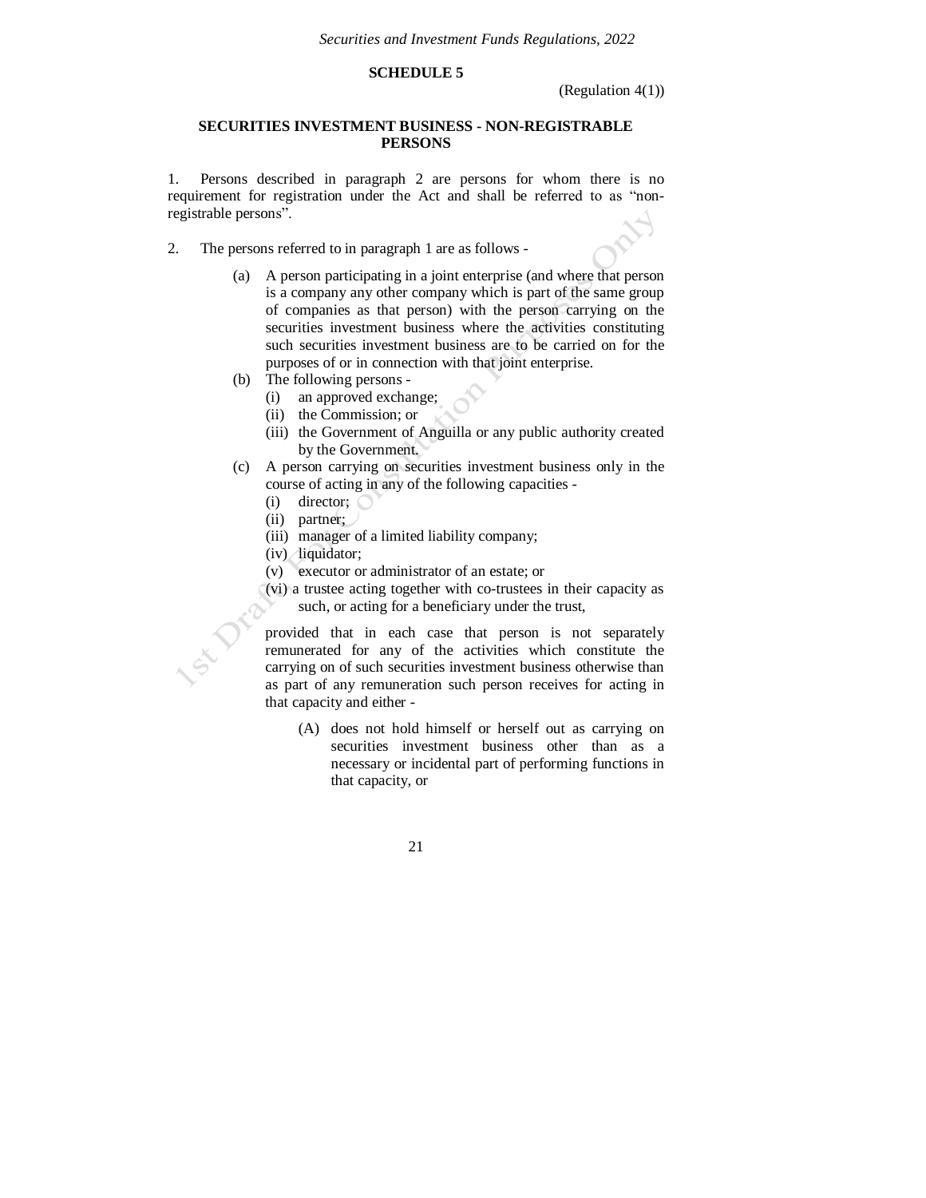## SCHEDULE 5

(Regulation 4(1))

### SECURITIES INVESTMENT BUSINESS - NON-REGISTRABLE PERSONS

1. Persons described in paragraph 2 are persons for whom there is no requirement for registration under the Act and shall be referred to as "non-registrable persons".

2. The persons referred to in paragraph 1 are as follows -

   (a) A person participating in a joint enterprise (and where that person is a company any other company which is part of the same group of companies as that person) with the person carrying on the securities investment business where the activities constituting such securities investment business are to be carried on for the purposes of or in connection with that joint enterprise.

   (b) The following persons -
      (i) an approved exchange;
      (ii) the Commission; or
      (iii) the Government of Anguilla or any public authority created by the Government.

   (c) A person carrying on securities investment business only in the course of acting in any of the following capacities -
      (i) director;
      (ii) partner;
      (iii) manager of a limited liability company;
      (iv) liquidator;
      (v) executor or administrator of an estate; or
      (vi) a trustee acting together with co-trustees in their capacity as such, or acting for a beneficiary under the trust,

   provided that in each case that person is not separately remunerated for any of the activities which constitute the carrying on of such securities investment business otherwise than as part of any remuneration such person receives for acting in that capacity and either -

      (A) does not hold himself or herself out as carrying on securities investment business other than as a necessary or incidental part of performing functions in that capacity, or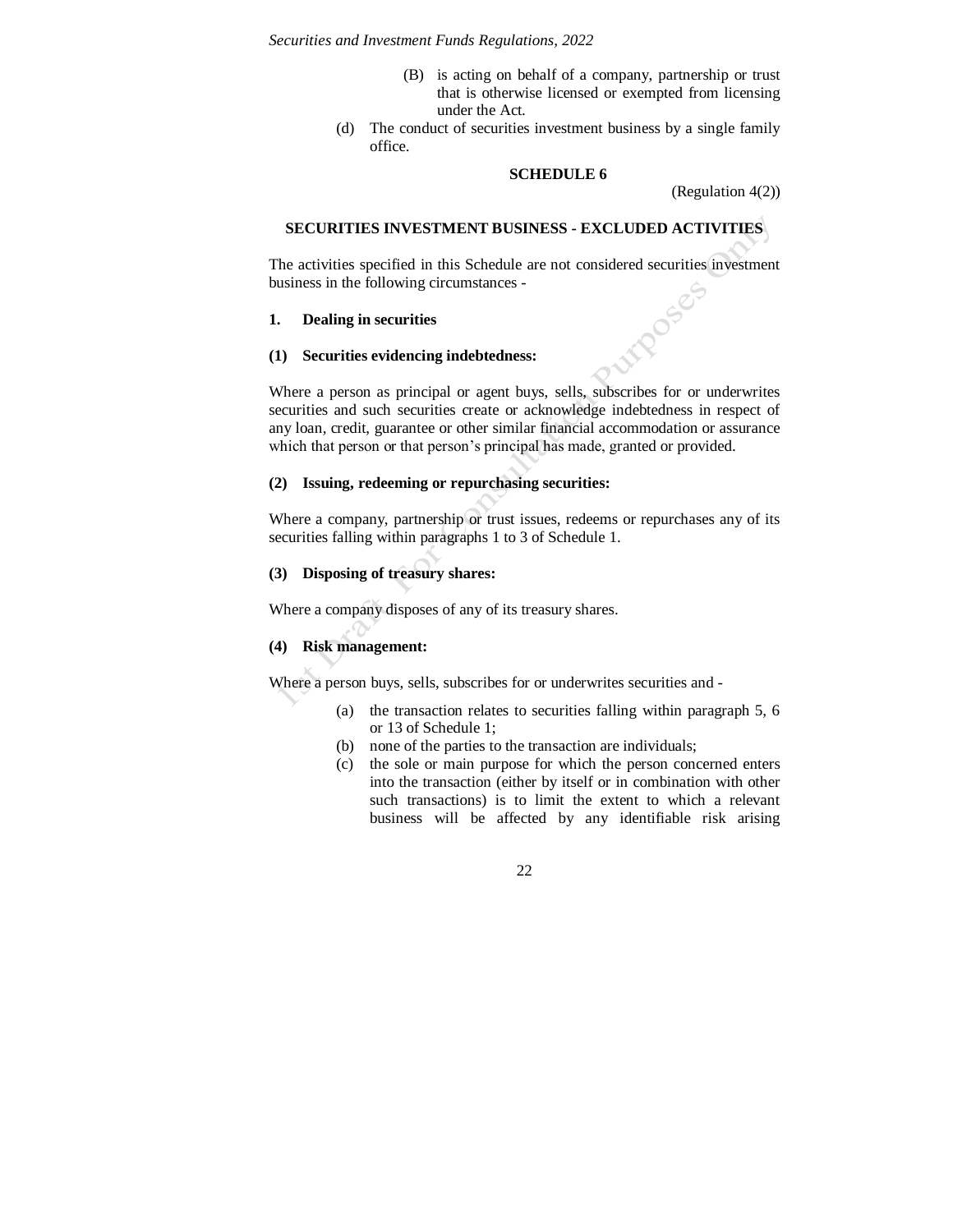(B) is acting on behalf of a company, partnership or trust that is otherwise licensed or exempted from licensing under the Act.

(d) The conduct of securities investment business by a single family office.

## SCHEDULE 6

(Regulation 4(2))

## SECURITIES INVESTMENT BUSINESS - EXCLUDED ACTIVITIES

The activities specified in this Schedule are not considered securities investment business in the following circumstances -

### 1. Dealing in securities

#### (1) Securities evidencing indebtedness:

Where a person as principal or agent buys, sells, subscribes for or underwrites securities and such securities create or acknowledge indebtedness in respect of any loan, credit, guarantee or other similar financial accommodation or assurance which that person or that person's principal has made, granted or provided.

#### (2) Issuing, redeeming or repurchasing securities:

Where a company, partnership or trust issues, redeems or repurchases any of its securities falling within paragraphs 1 to 3 of Schedule 1.

#### (3) Disposing of treasury shares:

Where a company disposes of any of its treasury shares.

#### (4) Risk management:

Where a person buys, sells, subscribes for or underwrites securities and -

(a) the transaction relates to securities falling within paragraph 5, 6 or 13 of Schedule 1;

(b) none of the parties to the transaction are individuals;

(c) the sole or main purpose for which the person concerned enters into the transaction (either by itself or in combination with other such transactions) is to limit the extent to which a relevant business will be affected by any identifiable risk arising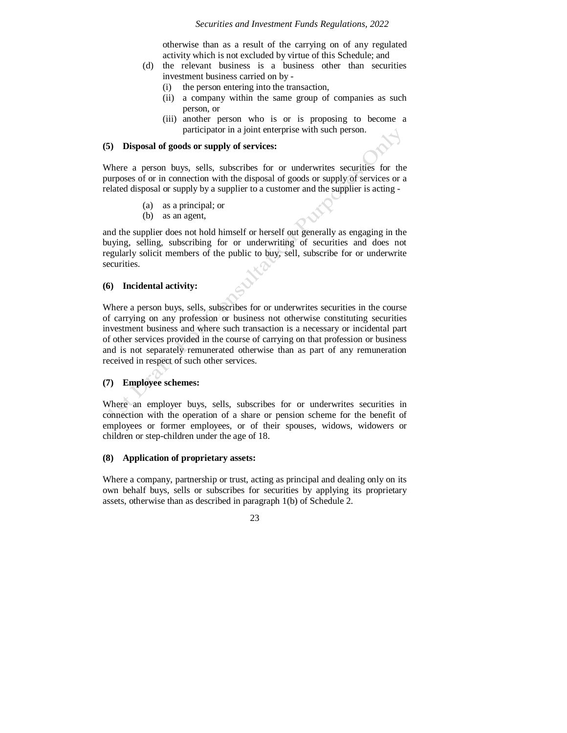otherwise than as a result of the carrying on of any regulated activity which is not excluded by virtue of this Schedule; and

(d) the relevant business is a business other than securities investment business carried on by -
   (i) the person entering into the transaction,
   (ii) a company within the same group of companies as such person, or
   (iii) another person who is or is proposing to become a participator in a joint enterprise with such person.

**(5) Disposal of goods or supply of services:**

Where a person buys, sells, subscribes for or underwrites securities for the purposes of or in connection with the disposal of goods or supply of services or a related disposal or supply by a supplier to a customer and the supplier is acting -

(a) as a principal; or
(b) as an agent,

and the supplier does not hold himself or herself out generally as engaging in the buying, selling, subscribing for or underwriting of securities and does not regularly solicit members of the public to buy, sell, subscribe for or underwrite securities.

**(6) Incidental activity:**

Where a person buys, sells, subscribes for or underwrites securities in the course of carrying on any profession or business not otherwise constituting securities investment business and where such transaction is a necessary or incidental part of other services provided in the course of carrying on that profession or business and is not separately remunerated otherwise than as part of any remuneration received in respect of such other services.

**(7) Employee schemes:**

Where an employer buys, sells, subscribes for or underwrites securities in connection with the operation of a share or pension scheme for the benefit of employees or former employees, or of their spouses, widows, widowers or children or step-children under the age of 18.

**(8) Application of proprietary assets:**

Where a company, partnership or trust, acting as principal and dealing only on its own behalf buys, sells or subscribes for securities by applying its proprietary assets, otherwise than as described in paragraph 1(b) of Schedule 2.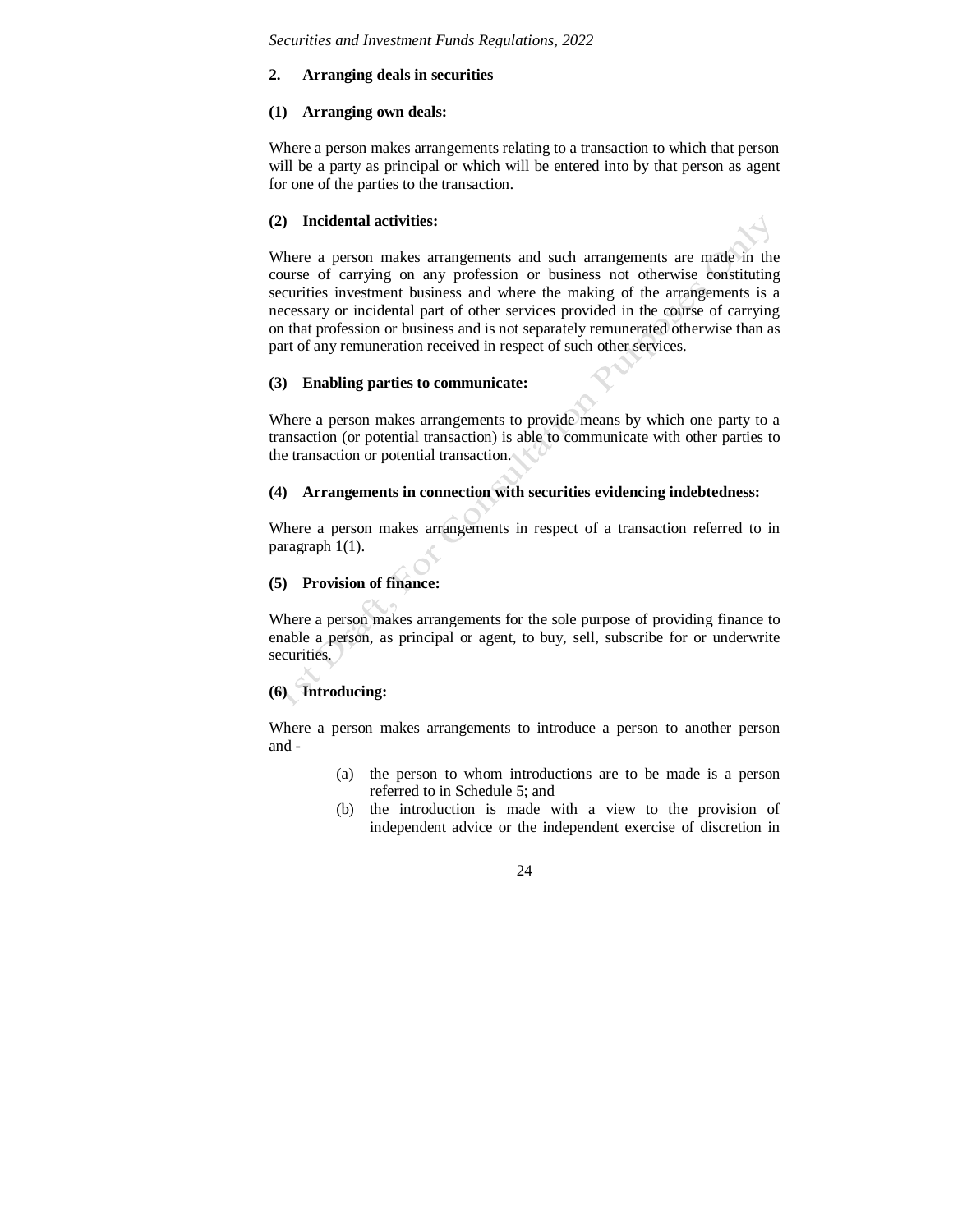## 2. Arranging deals in securities

**(1) Arranging own deals:**

Where a person makes arrangements relating to a transaction to which that person will be a party as principal or which will be entered into by that person as agent for one of the parties to the transaction.

**(2) Incidental activities:**

Where a person makes arrangements and such arrangements are made in the course of carrying on any profession or business not otherwise constituting securities investment business and where the making of the arrangements is a necessary or incidental part of other services provided in the course of carrying on that profession or business and is not separately remunerated otherwise than as part of any remuneration received in respect of such other services.

**(3) Enabling parties to communicate:**

Where a person makes arrangements to provide means by which one party to a transaction (or potential transaction) is able to communicate with other parties to the transaction or potential transaction.

**(4) Arrangements in connection with securities evidencing indebtedness:**

Where a person makes arrangements in respect of a transaction referred to in paragraph 1(1).

**(5) Provision of finance:**

Where a person makes arrangements for the sole purpose of providing finance to enable a person, as principal or agent, to buy, sell, subscribe for or underwrite securities.

**(6) Introducing:**

Where a person makes arrangements to introduce a person to another person and -

(a) the person to whom introductions are to be made is a person referred to in Schedule 5; and

(b) the introduction is made with a view to the provision of independent advice or the independent exercise of discretion in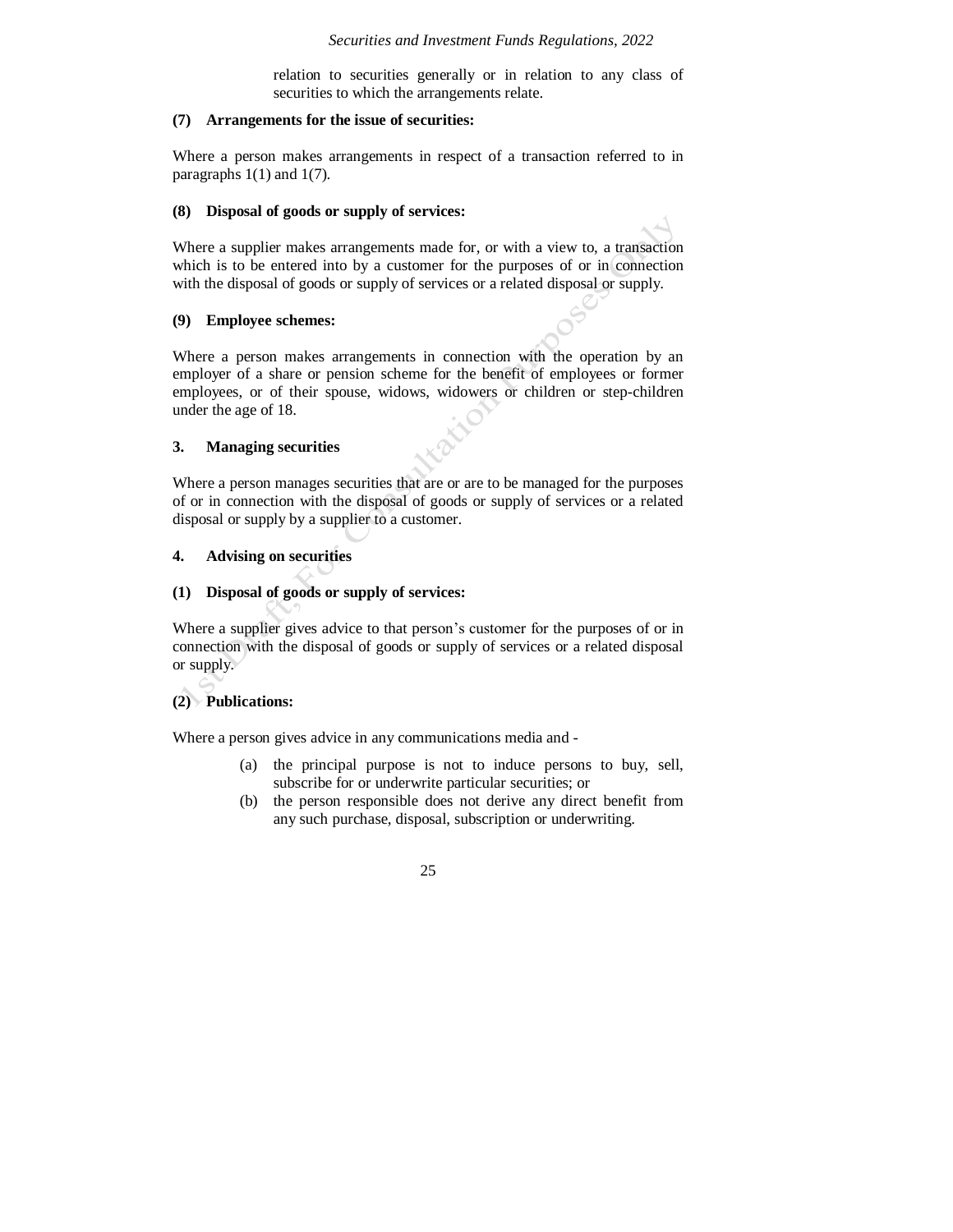relation to securities generally or in relation to any class of securities to which the arrangements relate.

**(7) Arrangements for the issue of securities:**

Where a person makes arrangements in respect of a transaction referred to in paragraphs 1(1) and 1(7).

**(8) Disposal of goods or supply of services:**

Where a supplier makes arrangements made for, or with a view to, a transaction which is to be entered into by a customer for the purposes of or in connection with the disposal of goods or supply of services or a related disposal or supply.

**(9) Employee schemes:**

Where a person makes arrangements in connection with the operation by an employer of a share or pension scheme for the benefit of employees or former employees, or of their spouse, widows, widowers or children or step-children under the age of 18.

**3. Managing securities**

Where a person manages securities that are or are to be managed for the purposes of or in connection with the disposal of goods or supply of services or a related disposal or supply by a supplier to a customer.

**4. Advising on securities**

**(1) Disposal of goods or supply of services:**

Where a supplier gives advice to that person's customer for the purposes of or in connection with the disposal of goods or supply of services or a related disposal or supply.

**(2) Publications:**

Where a person gives advice in any communications media and -

(a) the principal purpose is not to induce persons to buy, sell, subscribe for or underwrite particular securities; or

(b) the person responsible does not derive any direct benefit from any such purchase, disposal, subscription or underwriting.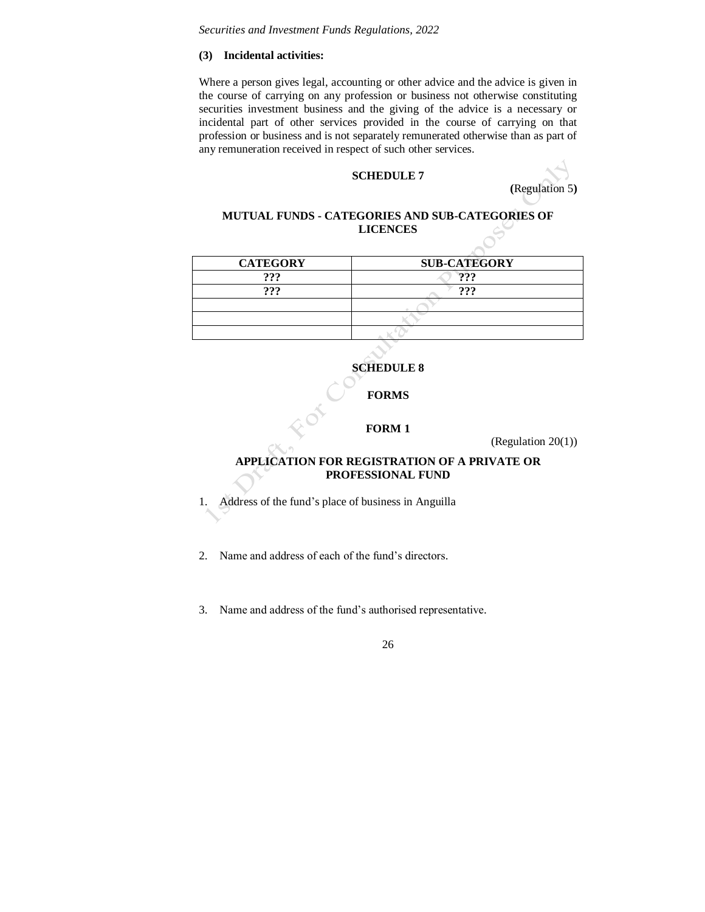**(3) Incidental activities:**

Where a person gives legal, accounting or other advice and the advice is given in the course of carrying on any profession or business not otherwise constituting securities investment business and the giving of the advice is a necessary or incidental part of other services provided in the course of carrying on that profession or business and is not separately remunerated otherwise than as part of any remuneration received in respect of such other services.

## SCHEDULE 7

(Regulation 5)

### MUTUAL FUNDS - CATEGORIES AND SUB-CATEGORIES OF LICENCES

| CATEGORY | SUB-CATEGORY |
|---|---|
| **???** | **???** |
| **???** | **???** |
| | |
| | |
| | |

## SCHEDULE 8

## FORMS

### FORM 1

(Regulation 20(1))

### APPLICATION FOR REGISTRATION OF A PRIVATE OR PROFESSIONAL FUND

1. Address of the fund's place of business in Anguilla

2. Name and address of each of the fund's directors.

3. Name and address of the fund's authorised representative.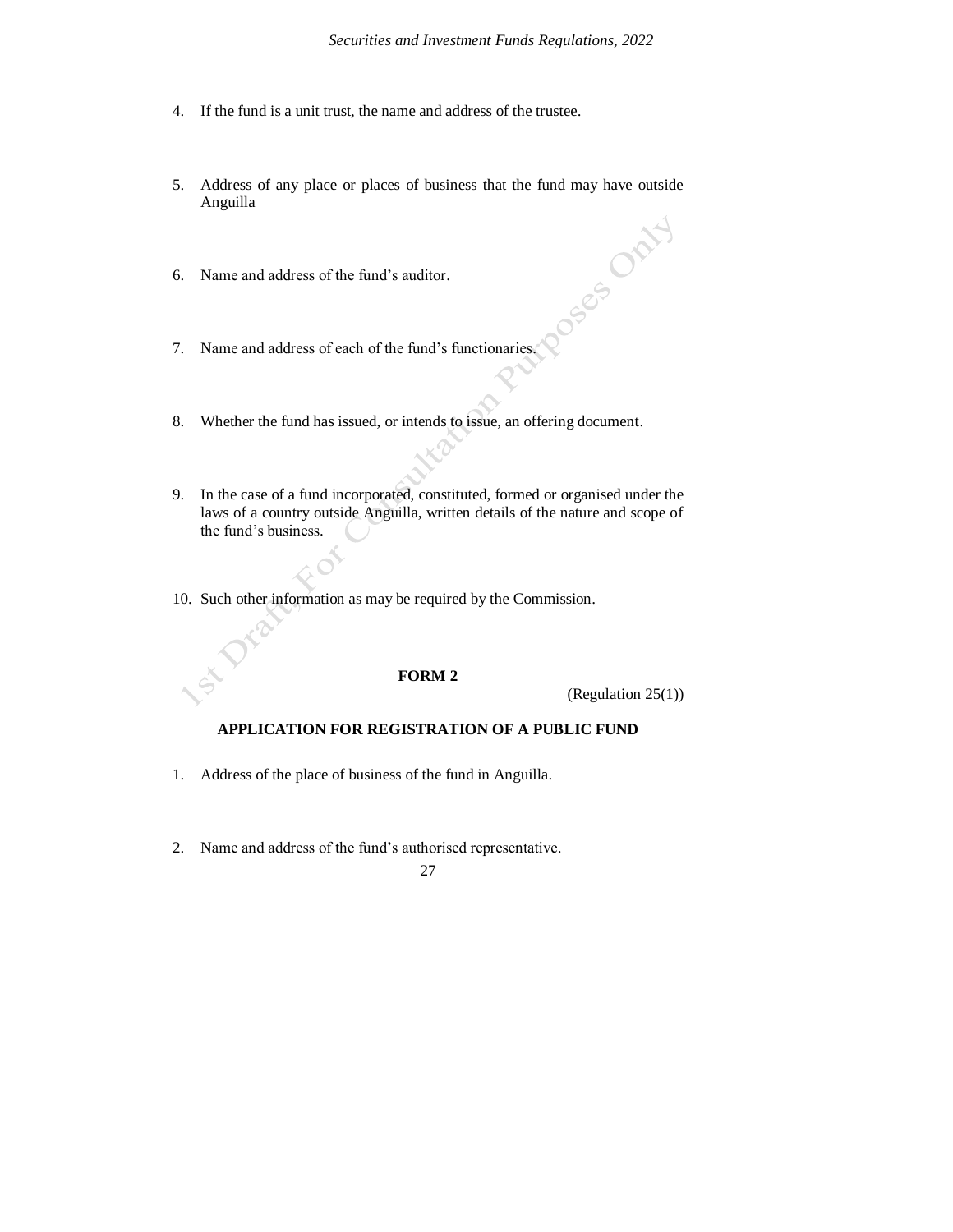4. If the fund is a unit trust, the name and address of the trustee.

5. Address of any place or places of business that the fund may have outside Anguilla

6. Name and address of the fund's auditor.

7. Name and address of each of the fund's functionaries.

8. Whether the fund has issued, or intends to issue, an offering document.

9. In the case of a fund incorporated, constituted, formed or organised under the laws of a country outside Anguilla, written details of the nature and scope of the fund's business.

10. Such other information as may be required by the Commission.

**FORM 2**

(Regulation 25(1))

**APPLICATION FOR REGISTRATION OF A PUBLIC FUND**

1. Address of the place of business of the fund in Anguilla.

2. Name and address of the fund's authorised representative.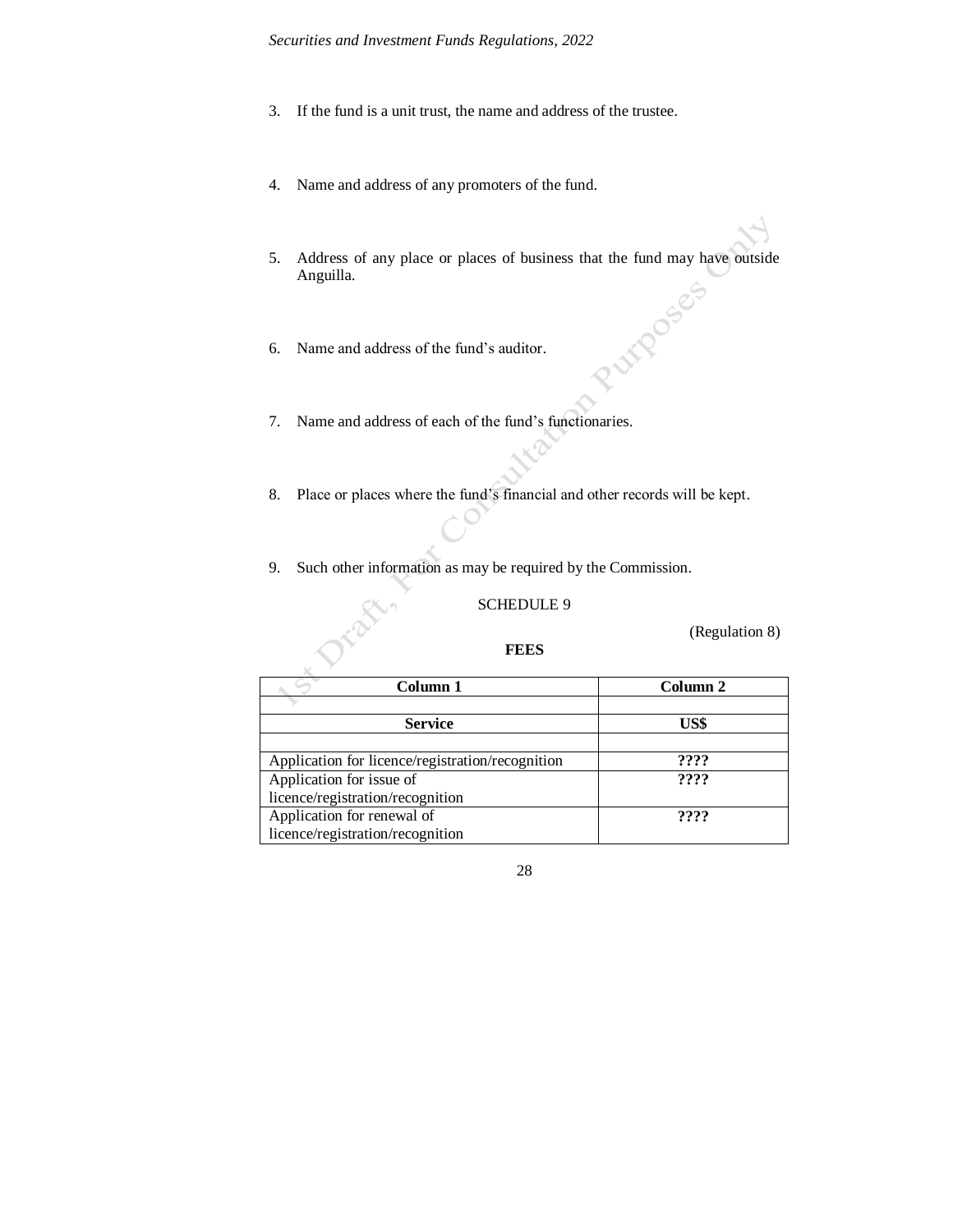3. If the fund is a unit trust, the name and address of the trustee.

4. Name and address of any promoters of the fund.

5. Address of any place or places of business that the fund may have outside Anguilla.

6. Name and address of the fund's auditor.

7. Name and address of each of the fund's functionaries.

8. Place or places where the fund's financial and other records will be kept.

9. Such other information as may be required by the Commission.

## SCHEDULE 9

(Regulation 8)

### FEES

| Column 1 | Column 2 |
|---|---|
| | |
| **Service** | **US$** |
| | |
| Application for licence/registration/recognition | **????** |
| Application for issue of licence/registration/recognition | **????** |
| Application for renewal of licence/registration/recognition | **????** |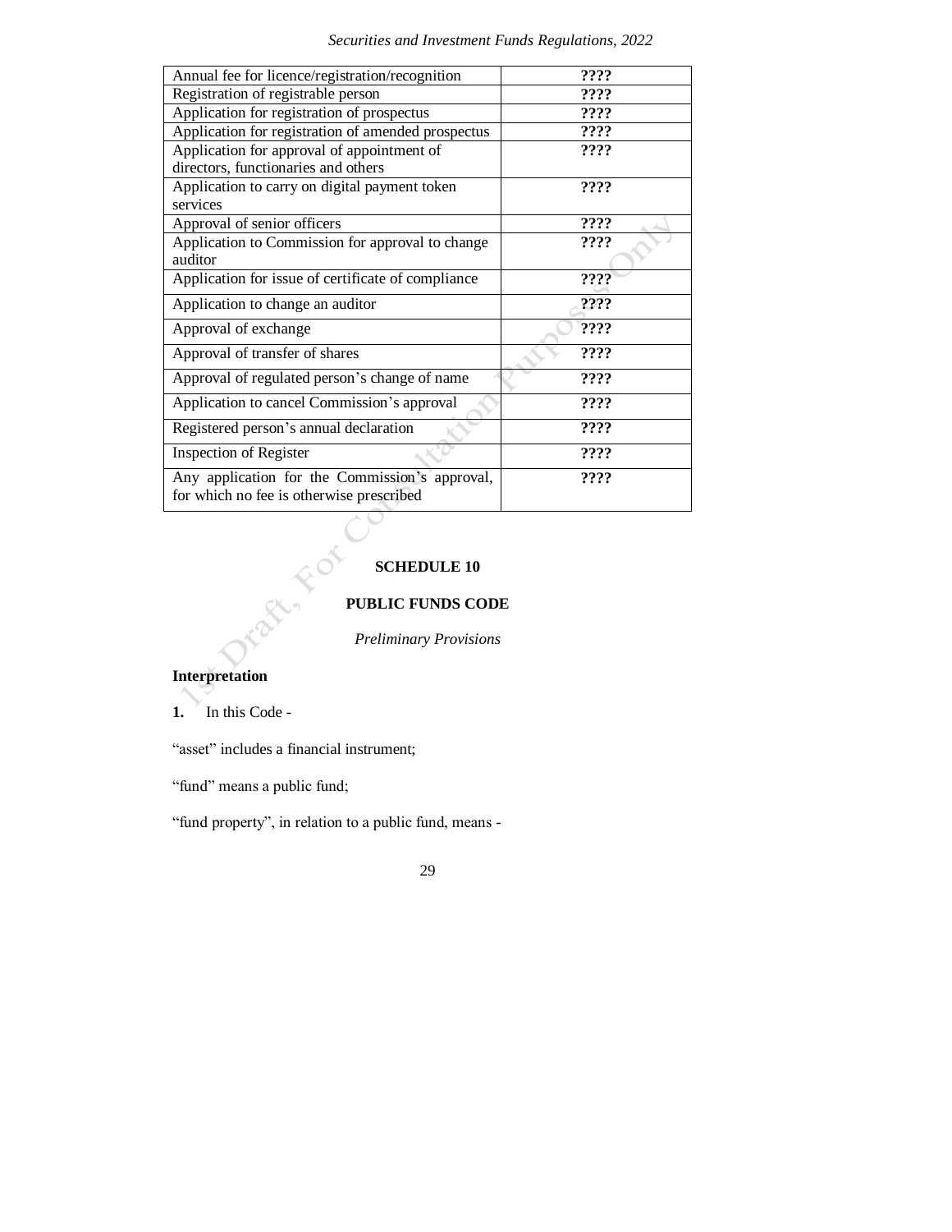| | |
|---|---|
| Annual fee for licence/registration/recognition | **????** |
| Registration of registrable person | **????** |
| Application for registration of prospectus | **????** |
| Application for registration of amended prospectus | **????** |
| Application for approval of appointment of directors, functionaries and others | **????** |
| Application to carry on digital payment token services | **????** |
| Approval of senior officers | **????** |
| Application to Commission for approval to change auditor | **????** |
| Application for issue of certificate of compliance | **????** |
| Application to change an auditor | **????** |
| Approval of exchange | **????** |
| Approval of transfer of shares | **????** |
| Approval of regulated person's change of name | **????** |
| Application to cancel Commission's approval | **????** |
| Registered person's annual declaration | **????** |
| Inspection of Register | **????** |
| Any application for the Commission's approval, for which no fee is otherwise prescribed | **????** |

## SCHEDULE 10

## PUBLIC FUNDS CODE

*Preliminary Provisions*

**Interpretation**

**1.** In this Code -

"asset" includes a financial instrument;

"fund" means a public fund;

"fund property", in relation to a public fund, means -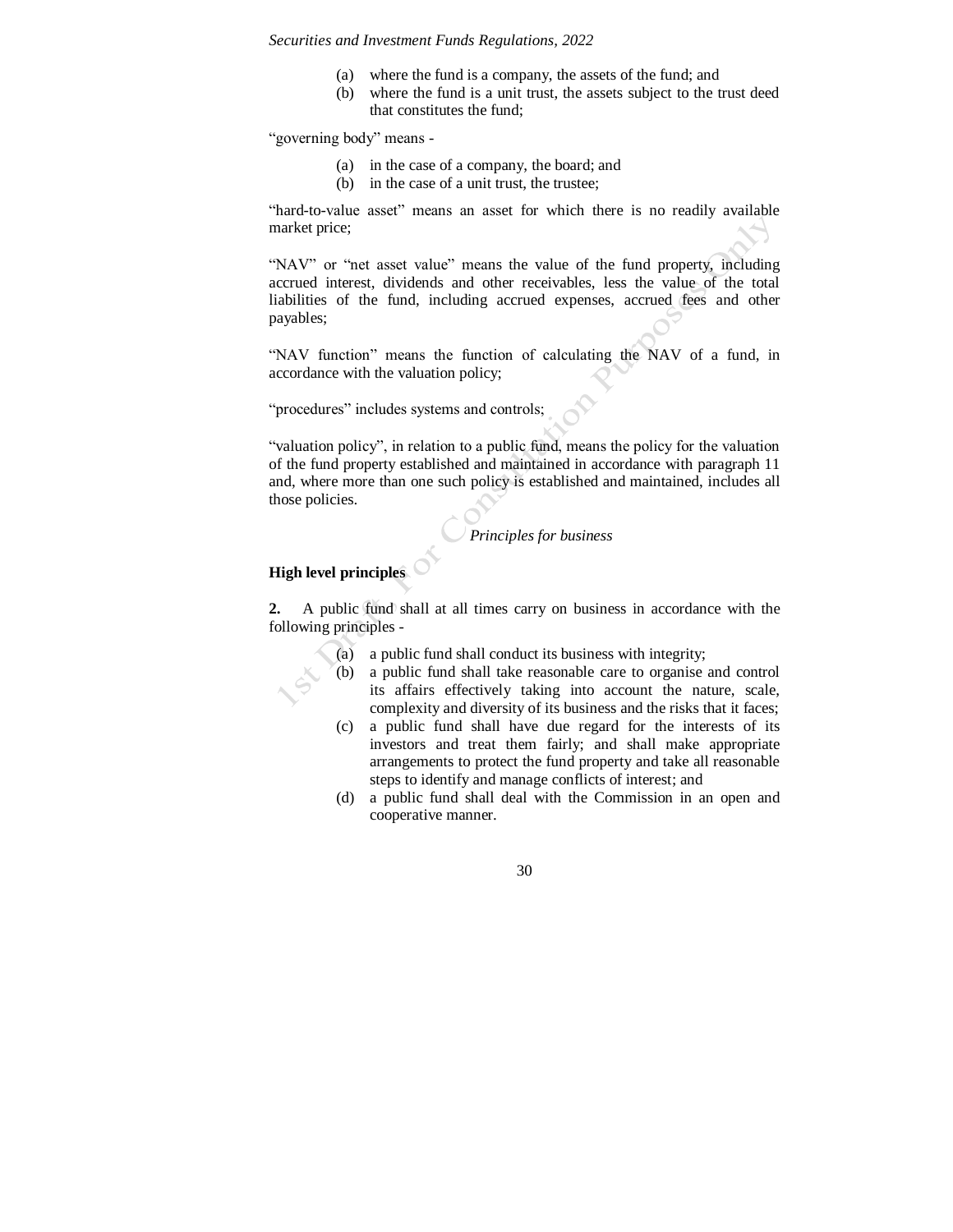(a) where the fund is a company, the assets of the fund; and

(b) where the fund is a unit trust, the assets subject to the trust deed that constitutes the fund;

"governing body" means -

(a) in the case of a company, the board; and

(b) in the case of a unit trust, the trustee;

"hard-to-value asset" means an asset for which there is no readily available market price;

"NAV" or "net asset value" means the value of the fund property, including accrued interest, dividends and other receivables, less the value of the total liabilities of the fund, including accrued expenses, accrued fees and other payables;

"NAV function" means the function of calculating the NAV of a fund, in accordance with the valuation policy;

"procedures" includes systems and controls;

"valuation policy", in relation to a public fund, means the policy for the valuation of the fund property established and maintained in accordance with paragraph 11 and, where more than one such policy is established and maintained, includes all those policies.

*Principles for business*

**High level principles**

**2.** A public fund shall at all times carry on business in accordance with the following principles -

(a) a public fund shall conduct its business with integrity;

(b) a public fund shall take reasonable care to organise and control its affairs effectively taking into account the nature, scale, complexity and diversity of its business and the risks that it faces;

(c) a public fund shall have due regard for the interests of its investors and treat them fairly; and shall make appropriate arrangements to protect the fund property and take all reasonable steps to identify and manage conflicts of interest; and

(d) a public fund shall deal with the Commission in an open and cooperative manner.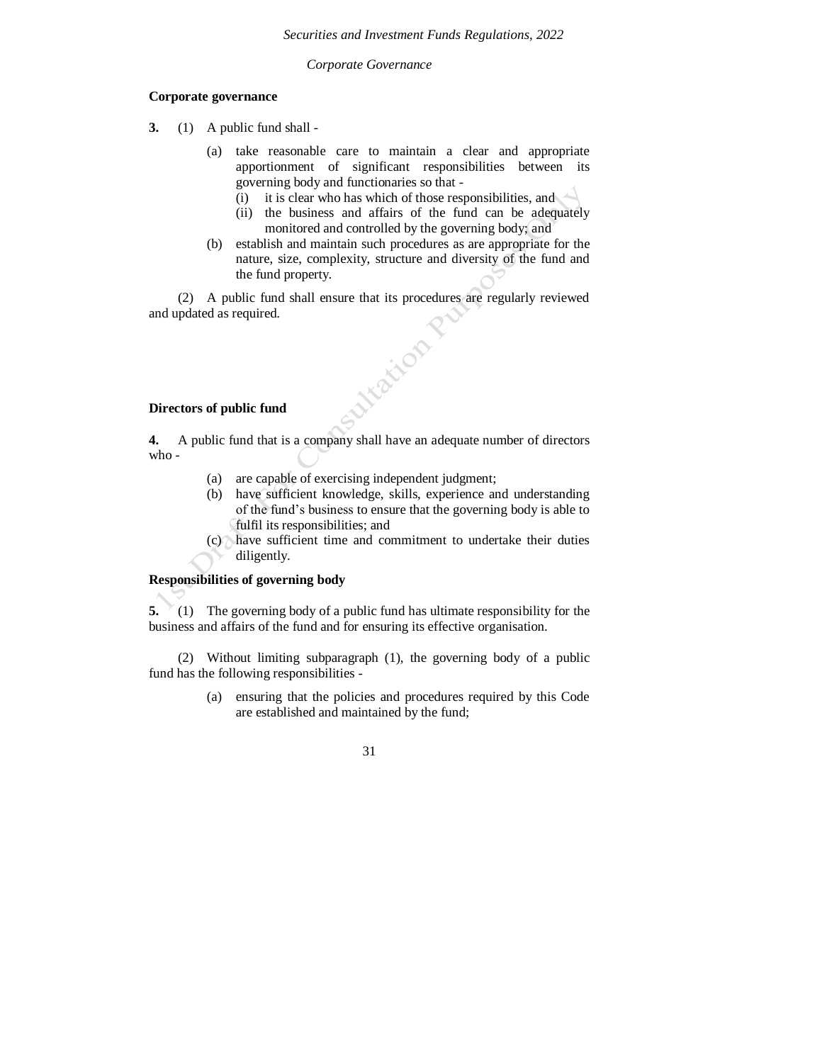*Corporate Governance*

**Corporate governance**

**3.** (1) A public fund shall -

- (a) take reasonable care to maintain a clear and appropriate apportionment of significant responsibilities between its governing body and functionaries so that -
  - (i) it is clear who has which of those responsibilities, and
  - (ii) the business and affairs of the fund can be adequately monitored and controlled by the governing body; and
- (b) establish and maintain such procedures as are appropriate for the nature, size, complexity, structure and diversity of the fund and the fund property.

(2) A public fund shall ensure that its procedures are regularly reviewed and updated as required.

**Directors of public fund**

**4.** A public fund that is a company shall have an adequate number of directors who -

- (a) are capable of exercising independent judgment;
- (b) have sufficient knowledge, skills, experience and understanding of the fund's business to ensure that the governing body is able to fulfil its responsibilities; and
- (c) have sufficient time and commitment to undertake their duties diligently.

**Responsibilities of governing body**

**5.** (1) The governing body of a public fund has ultimate responsibility for the business and affairs of the fund and for ensuring its effective organisation.

(2) Without limiting subparagraph (1), the governing body of a public fund has the following responsibilities -

- (a) ensuring that the policies and procedures required by this Code are established and maintained by the fund;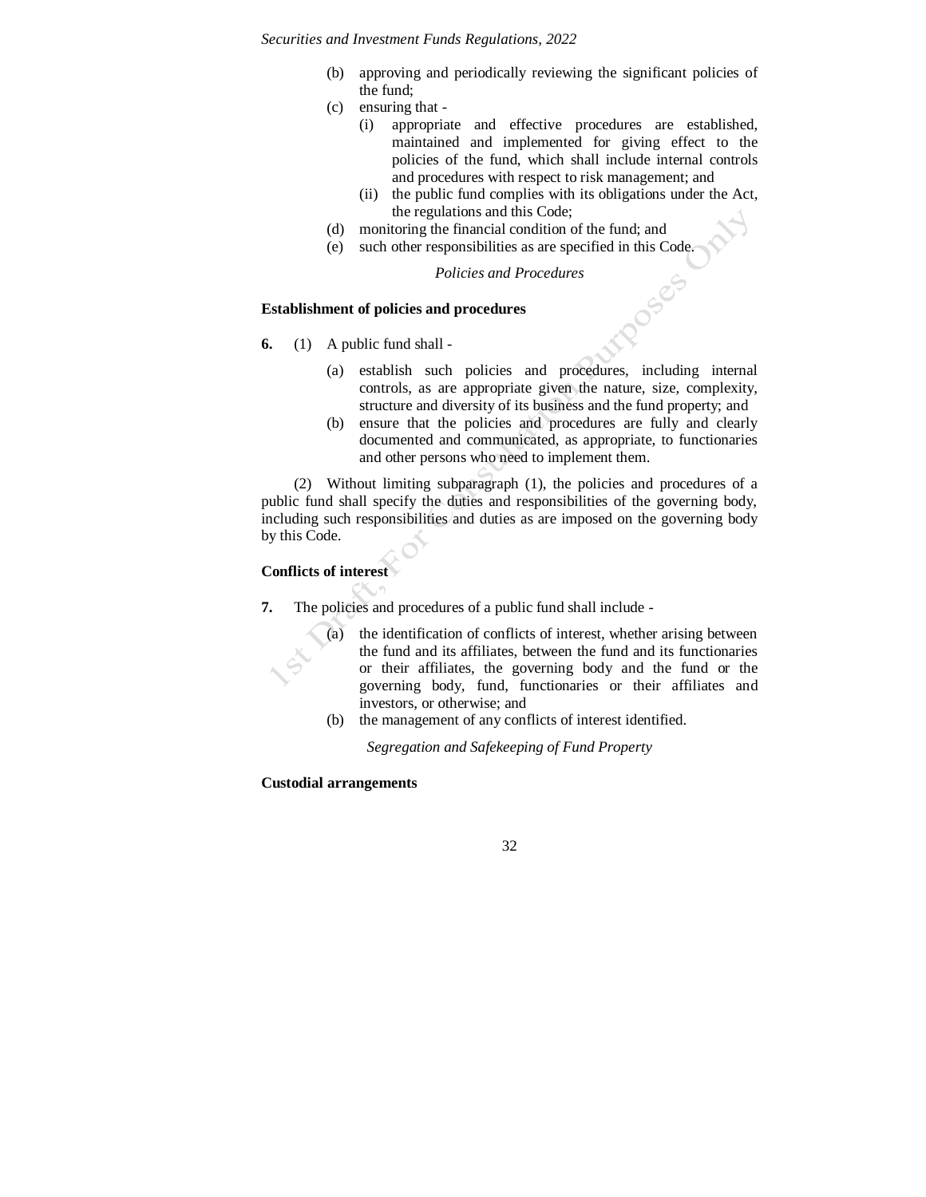(b) approving and periodically reviewing the significant policies of the fund;

(c) ensuring that -

  (i) appropriate and effective procedures are established, maintained and implemented for giving effect to the policies of the fund, which shall include internal controls and procedures with respect to risk management; and

  (ii) the public fund complies with its obligations under the Act, the regulations and this Code;

(d) monitoring the financial condition of the fund; and

(e) such other responsibilities as are specified in this Code.

*Policies and Procedures*

**Establishment of policies and procedures**

**6.** (1) A public fund shall -

(a) establish such policies and procedures, including internal controls, as are appropriate given the nature, size, complexity, structure and diversity of its business and the fund property; and

(b) ensure that the policies and procedures are fully and clearly documented and communicated, as appropriate, to functionaries and other persons who need to implement them.

(2) Without limiting subparagraph (1), the policies and procedures of a public fund shall specify the duties and responsibilities of the governing body, including such responsibilities and duties as are imposed on the governing body by this Code.

**Conflicts of interest**

**7.** The policies and procedures of a public fund shall include -

(a) the identification of conflicts of interest, whether arising between the fund and its affiliates, between the fund and its functionaries or their affiliates, the governing body and the fund or the governing body, fund, functionaries or their affiliates and investors, or otherwise; and

(b) the management of any conflicts of interest identified.

*Segregation and Safekeeping of Fund Property*

**Custodial arrangements**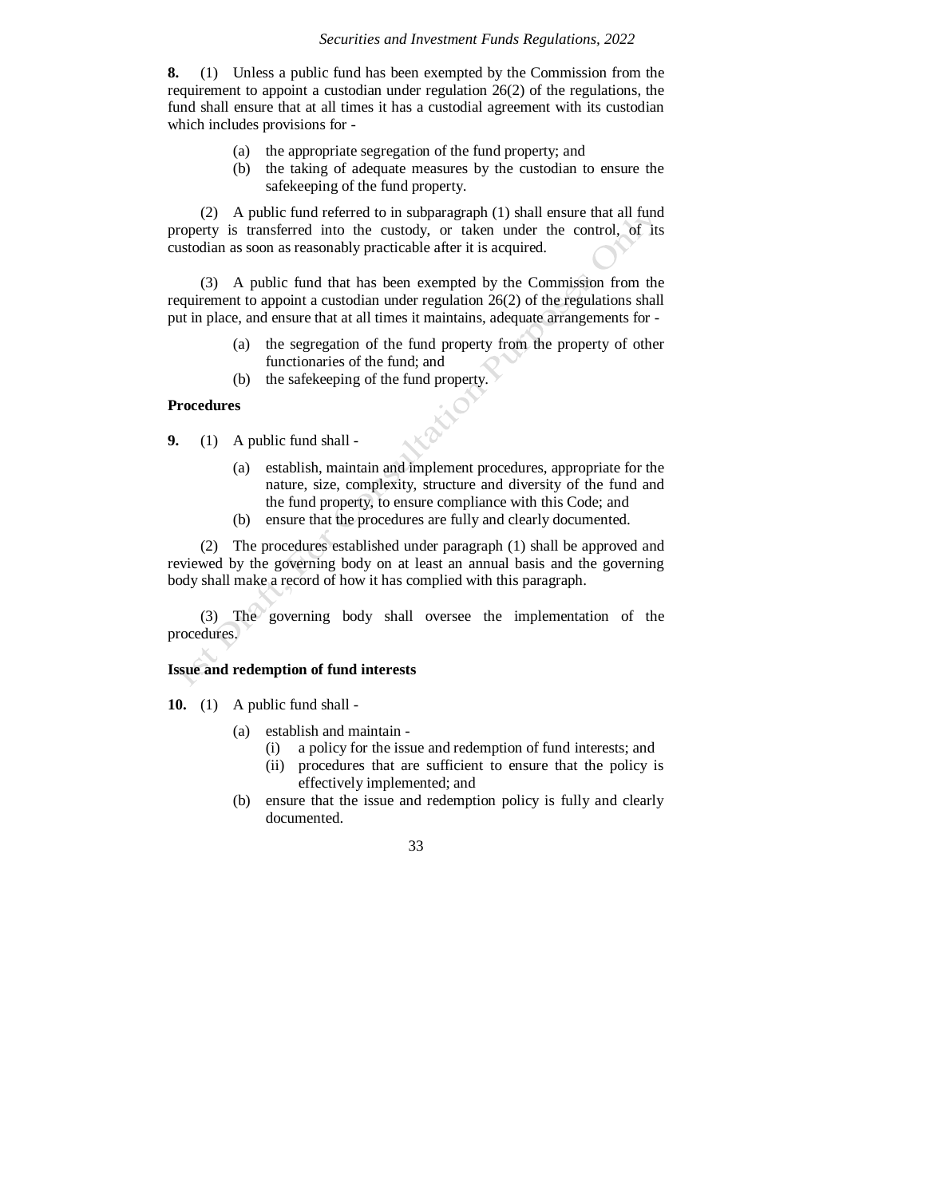**8.** (1) Unless a public fund has been exempted by the Commission from the requirement to appoint a custodian under regulation 26(2) of the regulations, the fund shall ensure that at all times it has a custodial agreement with its custodian which includes provisions for -

- (a) the appropriate segregation of the fund property; and
- (b) the taking of adequate measures by the custodian to ensure the safekeeping of the fund property.

(2) A public fund referred to in subparagraph (1) shall ensure that all fund property is transferred into the custody, or taken under the control, of its custodian as soon as reasonably practicable after it is acquired.

(3) A public fund that has been exempted by the Commission from the requirement to appoint a custodian under regulation 26(2) of the regulations shall put in place, and ensure that at all times it maintains, adequate arrangements for -

- (a) the segregation of the fund property from the property of other functionaries of the fund; and
- (b) the safekeeping of the fund property.

**Procedures**

**9.** (1) A public fund shall -

- (a) establish, maintain and implement procedures, appropriate for the nature, size, complexity, structure and diversity of the fund and the fund property, to ensure compliance with this Code; and
- (b) ensure that the procedures are fully and clearly documented.

(2) The procedures established under paragraph (1) shall be approved and reviewed by the governing body on at least an annual basis and the governing body shall make a record of how it has complied with this paragraph.

(3) The governing body shall oversee the implementation of the procedures.

**Issue and redemption of fund interests**

**10.** (1) A public fund shall -

- (a) establish and maintain -
  - (i) a policy for the issue and redemption of fund interests; and
  - (ii) procedures that are sufficient to ensure that the policy is effectively implemented; and
- (b) ensure that the issue and redemption policy is fully and clearly documented.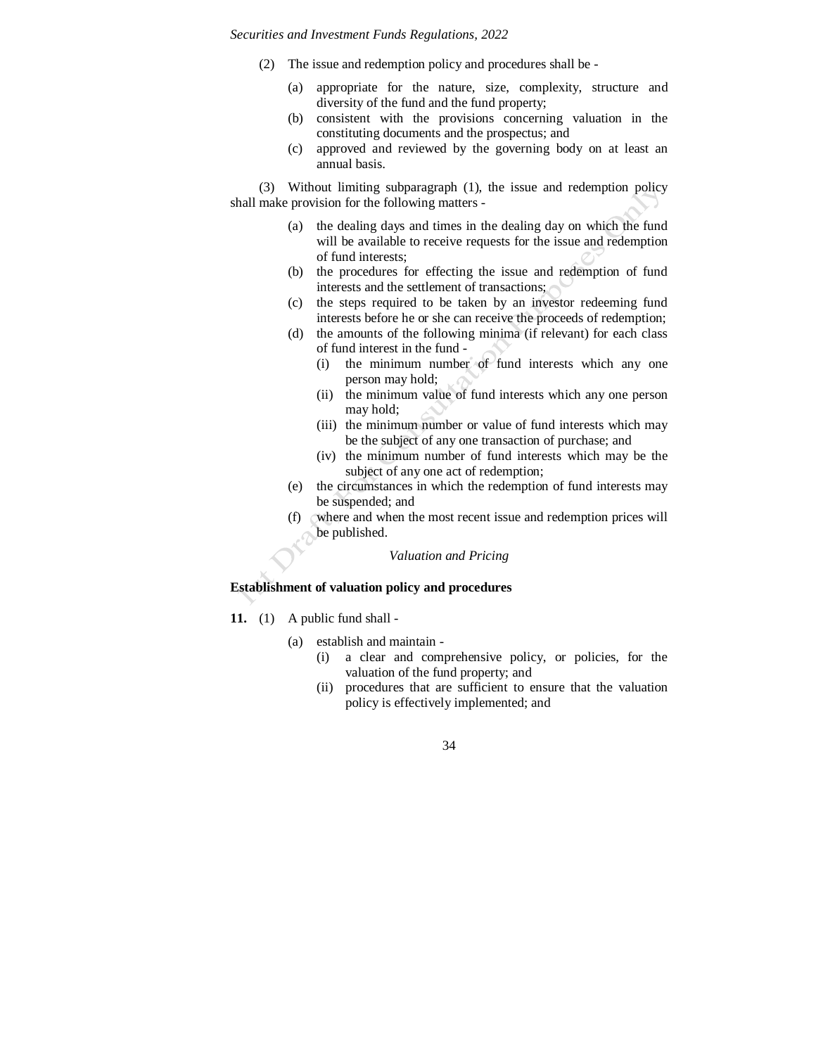(2) The issue and redemption policy and procedures shall be -

- (a) appropriate for the nature, size, complexity, structure and diversity of the fund and the fund property;
- (b) consistent with the provisions concerning valuation in the constituting documents and the prospectus; and
- (c) approved and reviewed by the governing body on at least an annual basis.

(3) Without limiting subparagraph (1), the issue and redemption policy shall make provision for the following matters -

- (a) the dealing days and times in the dealing day on which the fund will be available to receive requests for the issue and redemption of fund interests;
- (b) the procedures for effecting the issue and redemption of fund interests and the settlement of transactions;
- (c) the steps required to be taken by an investor redeeming fund interests before he or she can receive the proceeds of redemption;
- (d) the amounts of the following minima (if relevant) for each class of fund interest in the fund -
  - (i) the minimum number of fund interests which any one person may hold;
  - (ii) the minimum value of fund interests which any one person may hold;
  - (iii) the minimum number or value of fund interests which may be the subject of any one transaction of purchase; and
  - (iv) the minimum number of fund interests which may be the subject of any one act of redemption;
- (e) the circumstances in which the redemption of fund interests may be suspended; and
- (f) where and when the most recent issue and redemption prices will be published.

*Valuation and Pricing*

**Establishment of valuation policy and procedures**

**11.** (1) A public fund shall -

- (a) establish and maintain -
  - (i) a clear and comprehensive policy, or policies, for the valuation of the fund property; and
  - (ii) procedures that are sufficient to ensure that the valuation policy is effectively implemented; and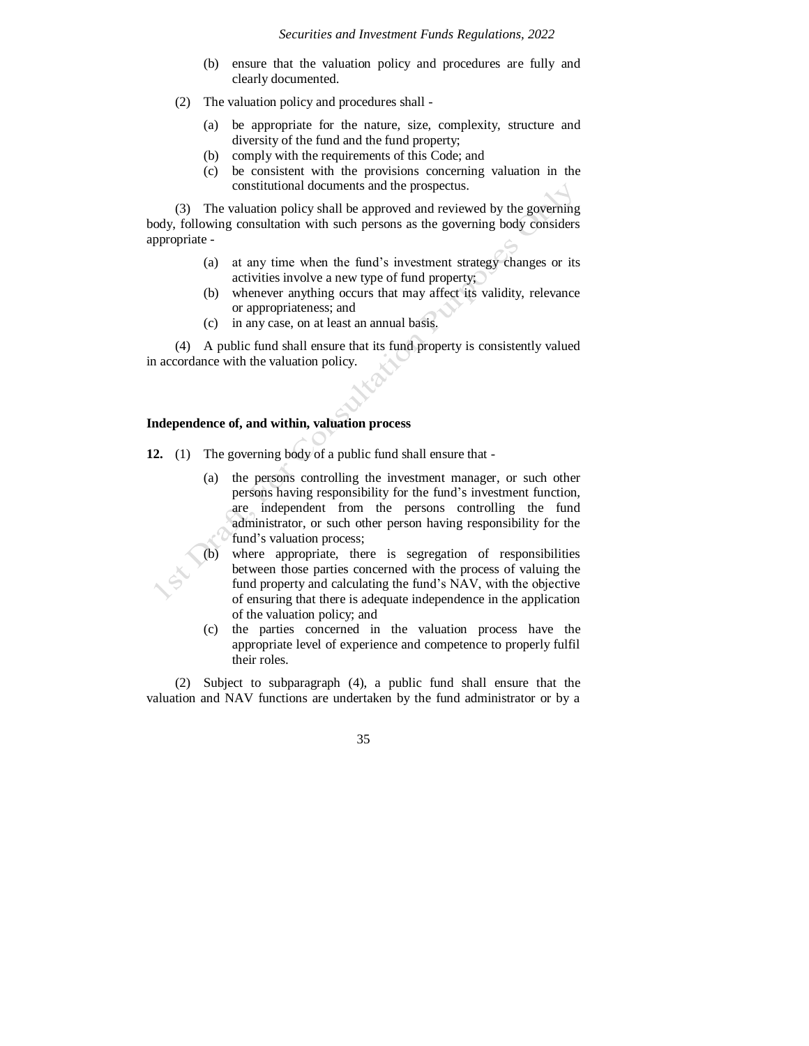(b) ensure that the valuation policy and procedures are fully and clearly documented.

(2) The valuation policy and procedures shall -

(a) be appropriate for the nature, size, complexity, structure and diversity of the fund and the fund property;
(b) comply with the requirements of this Code; and
(c) be consistent with the provisions concerning valuation in the constitutional documents and the prospectus.

(3) The valuation policy shall be approved and reviewed by the governing body, following consultation with such persons as the governing body considers appropriate -

(a) at any time when the fund's investment strategy changes or its activities involve a new type of fund property;
(b) whenever anything occurs that may affect its validity, relevance or appropriateness; and
(c) in any case, on at least an annual basis.

(4) A public fund shall ensure that its fund property is consistently valued in accordance with the valuation policy.

**Independence of, and within, valuation process**

**12.** (1) The governing body of a public fund shall ensure that -

(a) the persons controlling the investment manager, or such other persons having responsibility for the fund's investment function, are independent from the persons controlling the fund administrator, or such other person having responsibility for the fund's valuation process;
(b) where appropriate, there is segregation of responsibilities between those parties concerned with the process of valuing the fund property and calculating the fund's NAV, with the objective of ensuring that there is adequate independence in the application of the valuation policy; and
(c) the parties concerned in the valuation process have the appropriate level of experience and competence to properly fulfil their roles.

(2) Subject to subparagraph (4), a public fund shall ensure that the valuation and NAV functions are undertaken by the fund administrator or by a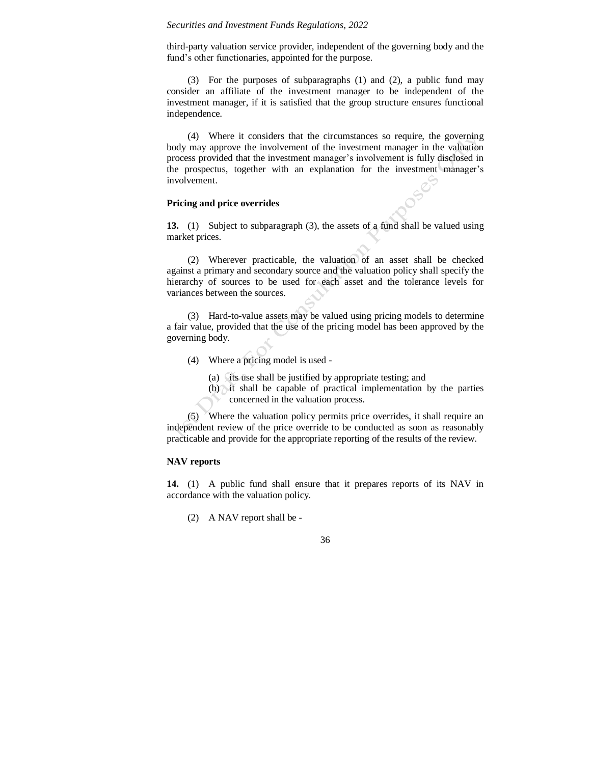third-party valuation service provider, independent of the governing body and the fund's other functionaries, appointed for the purpose.

(3) For the purposes of subparagraphs (1) and (2), a public fund may consider an affiliate of the investment manager to be independent of the investment manager, if it is satisfied that the group structure ensures functional independence.

(4) Where it considers that the circumstances so require, the governing body may approve the involvement of the investment manager in the valuation process provided that the investment manager's involvement is fully disclosed in the prospectus, together with an explanation for the investment manager's involvement.

**Pricing and price overrides**

**13.** (1) Subject to subparagraph (3), the assets of a fund shall be valued using market prices.

(2) Wherever practicable, the valuation of an asset shall be checked against a primary and secondary source and the valuation policy shall specify the hierarchy of sources to be used for each asset and the tolerance levels for variances between the sources.

(3) Hard-to-value assets may be valued using pricing models to determine a fair value, provided that the use of the pricing model has been approved by the governing body.

(4) Where a pricing model is used -

(a) its use shall be justified by appropriate testing; and
(b) it shall be capable of practical implementation by the parties concerned in the valuation process.

(5) Where the valuation policy permits price overrides, it shall require an independent review of the price override to be conducted as soon as reasonably practicable and provide for the appropriate reporting of the results of the review.

**NAV reports**

**14.** (1) A public fund shall ensure that it prepares reports of its NAV in accordance with the valuation policy.

(2) A NAV report shall be -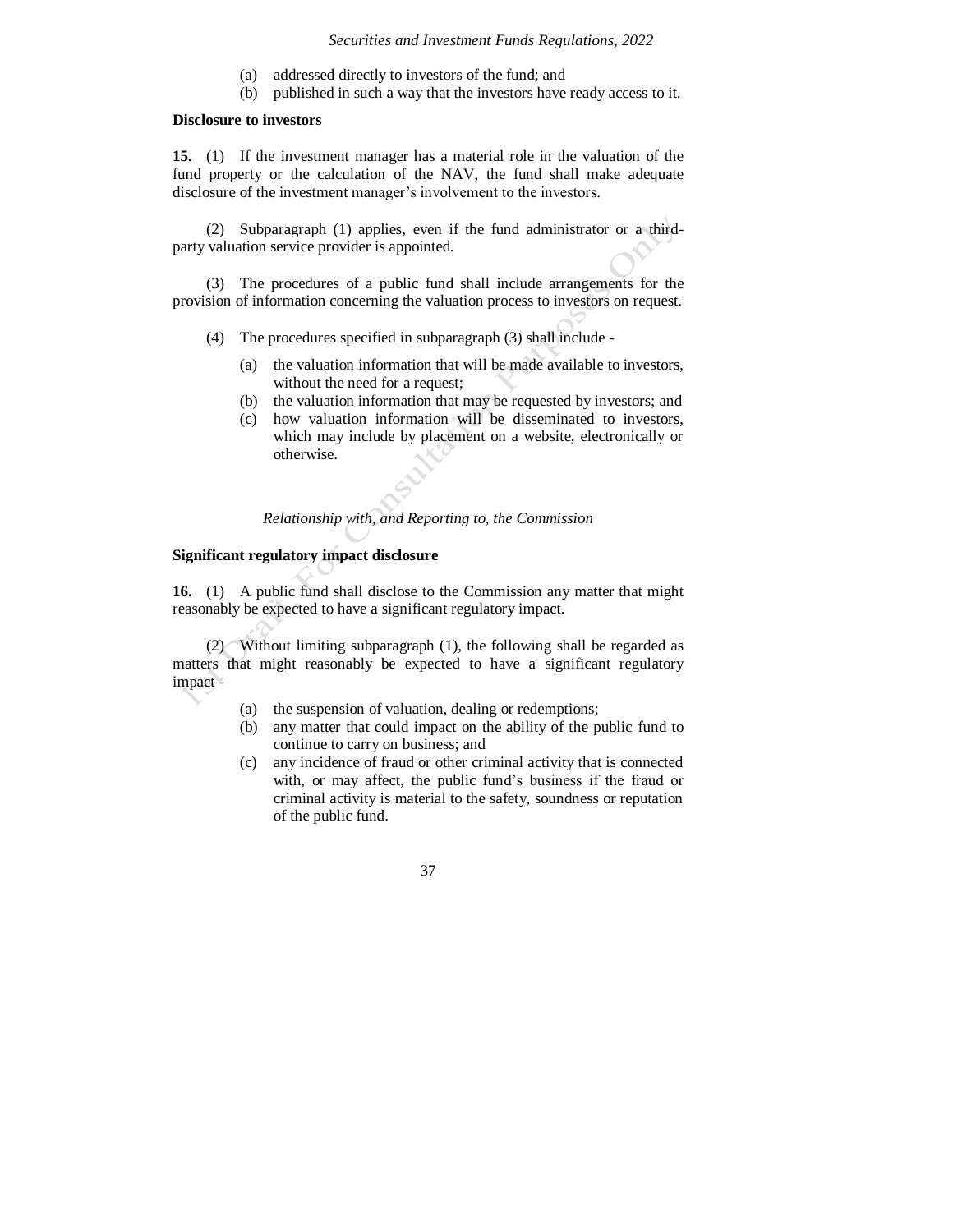(a) addressed directly to investors of the fund; and
(b) published in such a way that the investors have ready access to it.

**Disclosure to investors**

**15.** (1) If the investment manager has a material role in the valuation of the fund property or the calculation of the NAV, the fund shall make adequate disclosure of the investment manager's involvement to the investors.

(2) Subparagraph (1) applies, even if the fund administrator or a third-party valuation service provider is appointed.

(3) The procedures of a public fund shall include arrangements for the provision of information concerning the valuation process to investors on request.

(4) The procedures specified in subparagraph (3) shall include -

(a) the valuation information that will be made available to investors, without the need for a request;
(b) the valuation information that may be requested by investors; and
(c) how valuation information will be disseminated to investors, which may include by placement on a website, electronically or otherwise.

*Relationship with, and Reporting to, the Commission*

**Significant regulatory impact disclosure**

**16.** (1) A public fund shall disclose to the Commission any matter that might reasonably be expected to have a significant regulatory impact.

(2) Without limiting subparagraph (1), the following shall be regarded as matters that might reasonably be expected to have a significant regulatory impact -

(a) the suspension of valuation, dealing or redemptions;
(b) any matter that could impact on the ability of the public fund to continue to carry on business; and
(c) any incidence of fraud or other criminal activity that is connected with, or may affect, the public fund's business if the fraud or criminal activity is material to the safety, soundness or reputation of the public fund.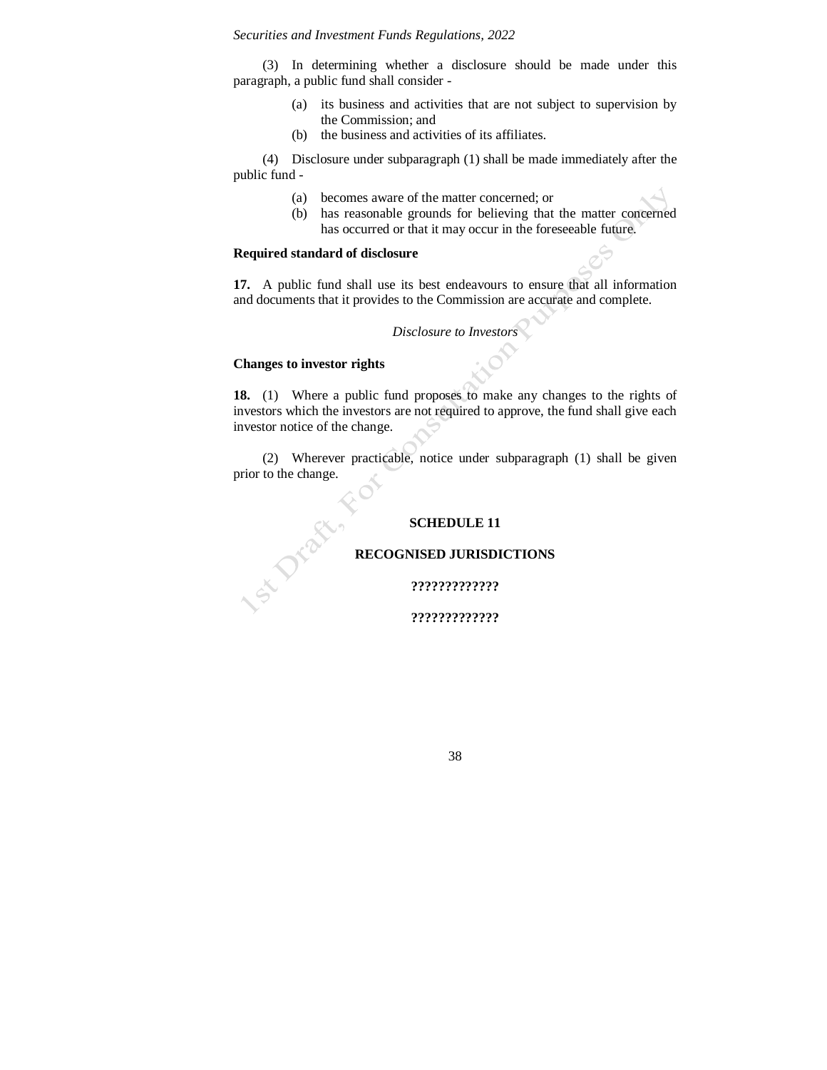(3) In determining whether a disclosure should be made under this paragraph, a public fund shall consider -

- (a) its business and activities that are not subject to supervision by the Commission; and
- (b) the business and activities of its affiliates.

(4) Disclosure under subparagraph (1) shall be made immediately after the public fund -

- (a) becomes aware of the matter concerned; or
- (b) has reasonable grounds for believing that the matter concerned has occurred or that it may occur in the foreseeable future.

**Required standard of disclosure**

**17.** A public fund shall use its best endeavours to ensure that all information and documents that it provides to the Commission are accurate and complete.

*Disclosure to Investors*

**Changes to investor rights**

**18.** (1) Where a public fund proposes to make any changes to the rights of investors which the investors are not required to approve, the fund shall give each investor notice of the change.

(2) Wherever practicable, notice under subparagraph (1) shall be given prior to the change.

## SCHEDULE 11

## RECOGNISED JURISDICTIONS

**?????????????**

**?????????????**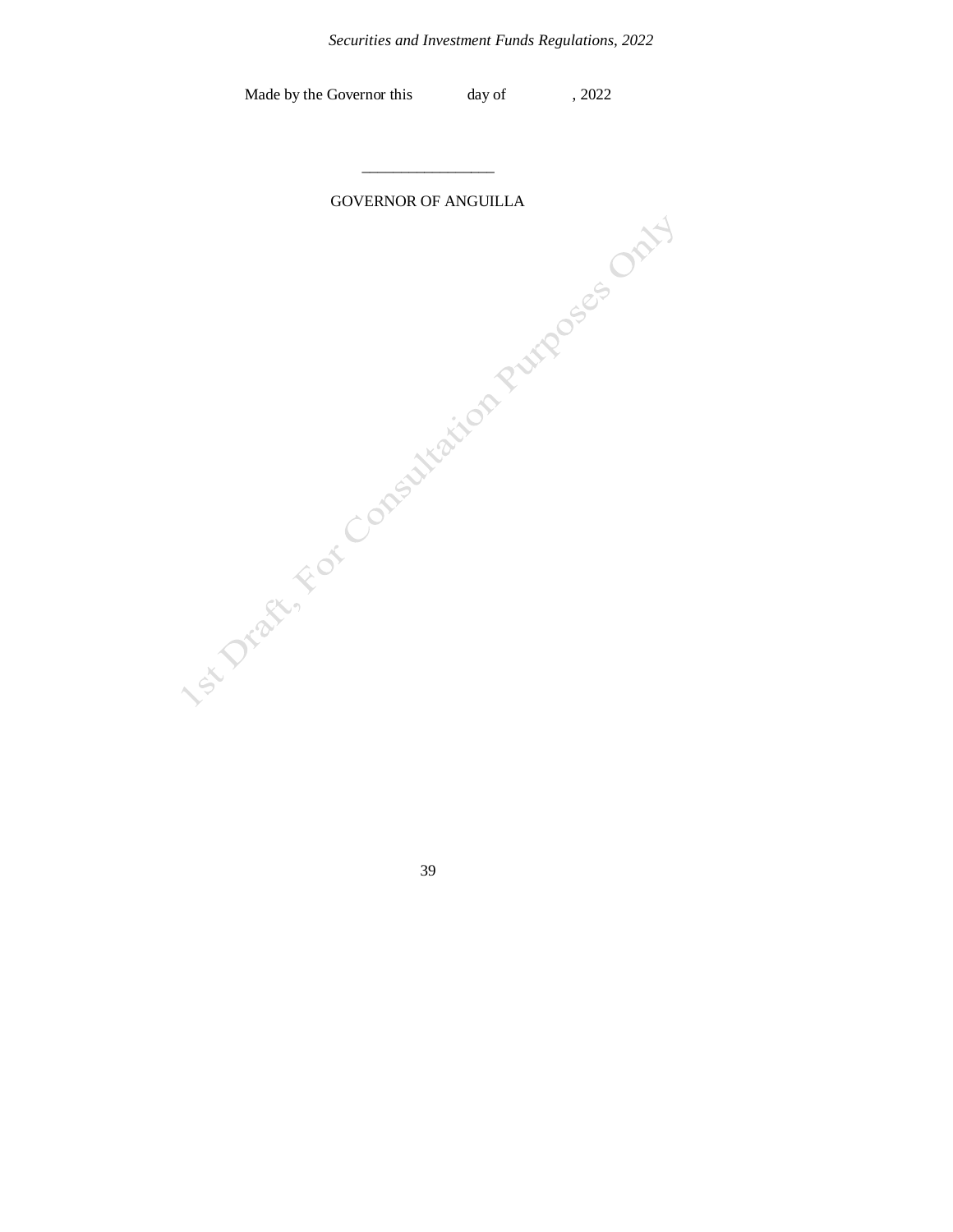Made by the Governor this day of , 2022

\_\_\_\_\_\_\_\_\_\_\_\_\_\_\_\_\_

GOVERNOR OF ANGUILLA